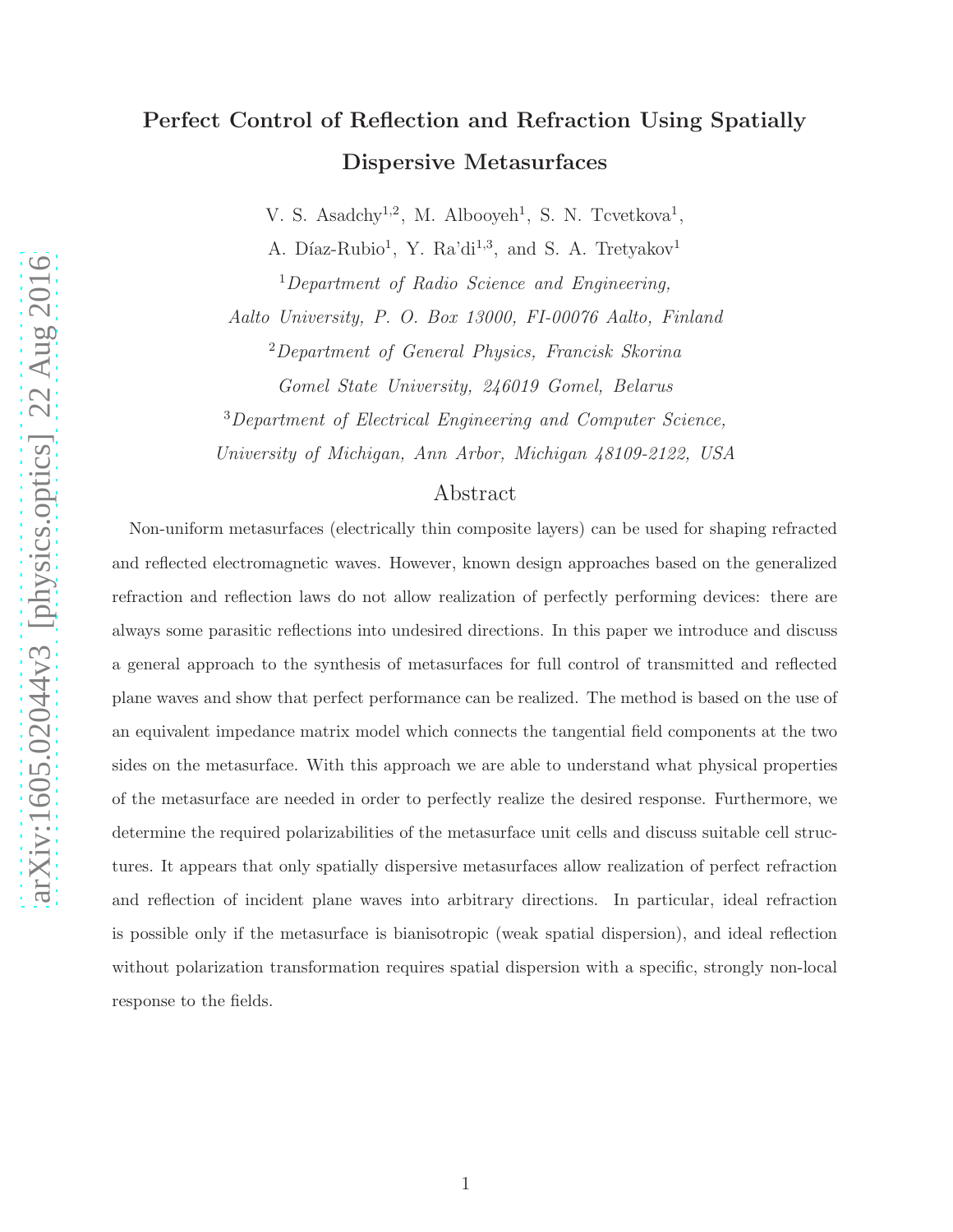# Perfect Control of Reflection and Refraction Using Spatially Dispersive Metasurfaces

V. S. Asadchy[1,2], M. Albooyeh[1], S. N. Tcvetkova[1],

A. Díaz-Rubio[1], Y. Ra'di[1,3], and S. A. Tretyakov[1]

[1]*Department of Radio Science and Engineering, Aalto University, P. O. Box 13000, FI-00076 Aalto, Finland*

[2]*Department of General Physics, Francisk Skorina Gomel State University, 246019 Gomel, Belarus*

[3]*Department of Electrical Engineering and Computer Science, University of Michigan, Ann Arbor, Michigan 48109-2122, USA*

## Abstract

Non-uniform metasurfaces (electrically thin composite layers) can be used for shaping refracted and reflected electromagnetic waves. However, known design approaches based on the generalized refraction and reflection laws do not allow realization of perfectly performing devices: there are always some parasitic reflections into undesired directions. In this paper we introduce and discuss a general approach to the synthesis of metasurfaces for full control of transmitted and reflected plane waves and show that perfect performance can be realized. The method is based on the use of an equivalent impedance matrix model which connects the tangential field components at the two sides on the metasurface. With this approach we are able to understand what physical properties of the metasurface are needed in order to perfectly realize the desired response. Furthermore, we determine the required polarizabilities of the metasurface unit cells and discuss suitable cell structures. It appears that only spatially dispersive metasurfaces allow realization of perfect refraction and reflection of incident plane waves into arbitrary directions. In particular, ideal refraction is possible only if the metasurface is bianisotropic (weak spatial dispersion), and ideal reflection without polarization transformation requires spatial dispersion with a specific, strongly non-local response to the fields.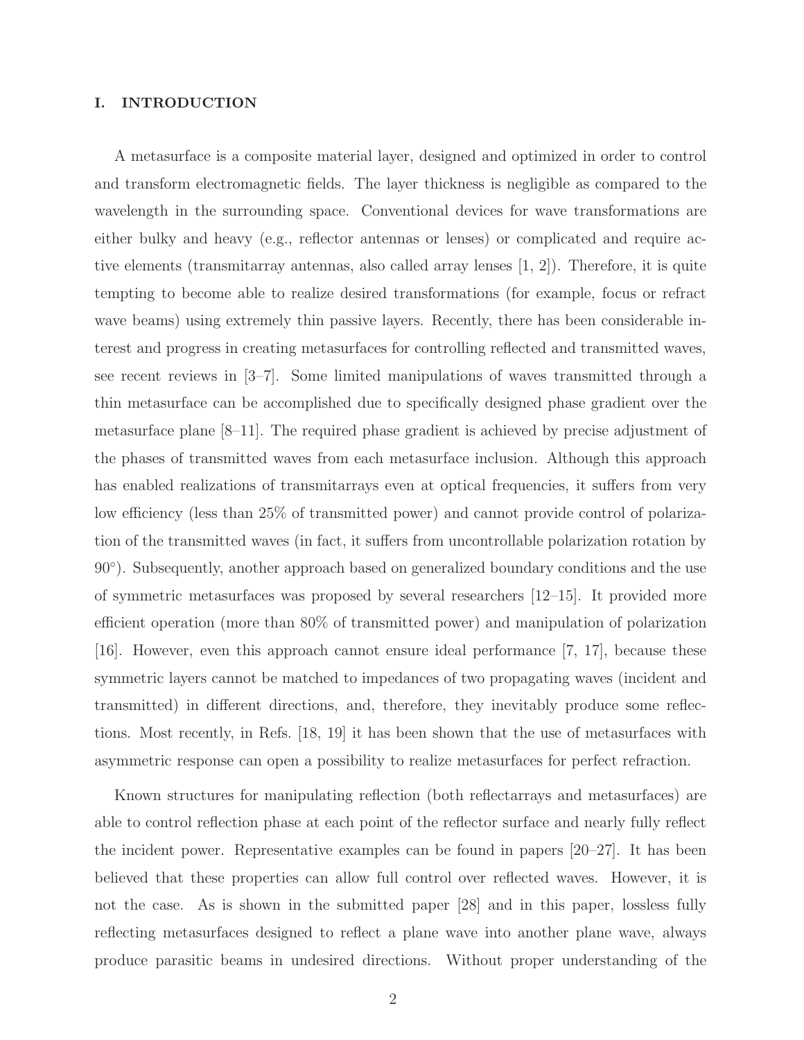## I. INTRODUCTION

A metasurface is a composite material layer, designed and optimized in order to control and transform electromagnetic fields. The layer thickness is negligible as compared to the wavelength in the surrounding space. Conventional devices for wave transformations are either bulky and heavy (e.g., reflector antennas or lenses) or complicated and require active elements (transmitarray antennas, also called array lenses [1, 2]). Therefore, it is quite tempting to become able to realize desired transformations (for example, focus or refract wave beams) using extremely thin passive layers. Recently, there has been considerable interest and progress in creating metasurfaces for controlling reflected and transmitted waves, see recent reviews in [3–7]. Some limited manipulations of waves transmitted through a thin metasurface can be accomplished due to specifically designed phase gradient over the metasurface plane [8–11]. The required phase gradient is achieved by precise adjustment of the phases of transmitted waves from each metasurface inclusion. Although this approach has enabled realizations of transmitarrays even at optical frequencies, it suffers from very low efficiency (less than 25% of transmitted power) and cannot provide control of polarization of the transmitted waves (in fact, it suffers from uncontrollable polarization rotation by 90°). Subsequently, another approach based on generalized boundary conditions and the use of symmetric metasurfaces was proposed by several researchers [12–15]. It provided more efficient operation (more than 80% of transmitted power) and manipulation of polarization [16]. However, even this approach cannot ensure ideal performance [7, 17], because these symmetric layers cannot be matched to impedances of two propagating waves (incident and transmitted) in different directions, and, therefore, they inevitably produce some reflections. Most recently, in Refs. [18, 19] it has been shown that the use of metasurfaces with asymmetric response can open a possibility to realize metasurfaces for perfect refraction.

Known structures for manipulating reflection (both reflectarrays and metasurfaces) are able to control reflection phase at each point of the reflector surface and nearly fully reflect the incident power. Representative examples can be found in papers [20–27]. It has been believed that these properties can allow full control over reflected waves. However, it is not the case. As is shown in the submitted paper [28] and in this paper, lossless fully reflecting metasurfaces designed to reflect a plane wave into another plane wave, always produce parasitic beams in undesired directions. Without proper understanding of the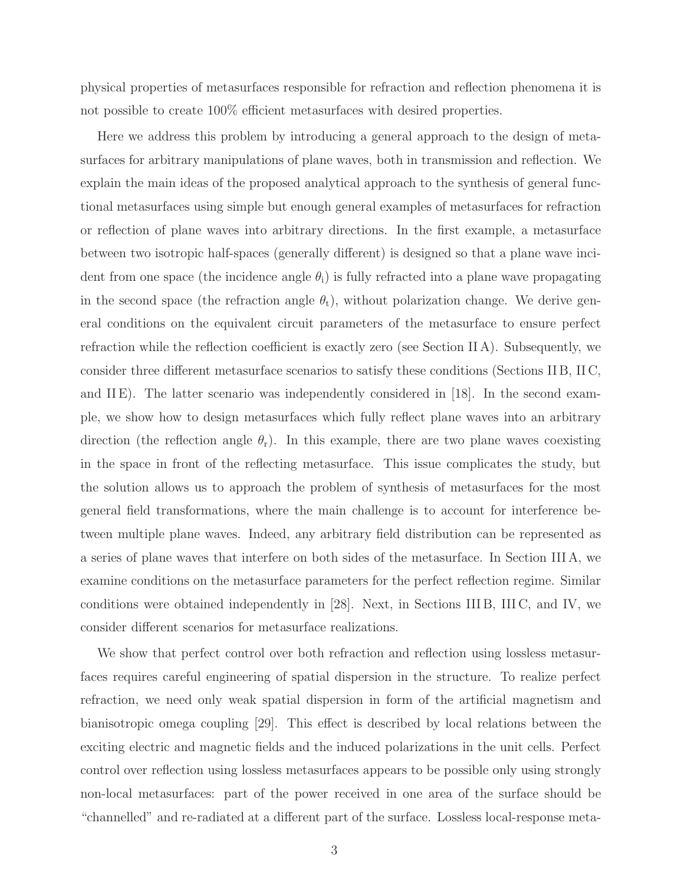physical properties of metasurfaces responsible for refraction and reflection phenomena it is not possible to create 100% efficient metasurfaces with desired properties.

Here we address this problem by introducing a general approach to the design of metasurfaces for arbitrary manipulations of plane waves, both in transmission and reflection. We explain the main ideas of the proposed analytical approach to the synthesis of general functional metasurfaces using simple but enough general examples of metasurfaces for refraction or reflection of plane waves into arbitrary directions. In the first example, a metasurface between two isotropic half-spaces (generally different) is designed so that a plane wave incident from one space (the incidence angle $\theta_{\rm i}$) is fully refracted into a plane wave propagating in the second space (the refraction angle $\theta_{\rm t}$), without polarization change. We derive general conditions on the equivalent circuit parameters of the metasurface to ensure perfect refraction while the reflection coefficient is exactly zero (see Section II A). Subsequently, we consider three different metasurface scenarios to satisfy these conditions (Sections II B, II C, and II E). The latter scenario was independently considered in [18]. In the second example, we show how to design metasurfaces which fully reflect plane waves into an arbitrary direction (the reflection angle $\theta_{\rm r}$). In this example, there are two plane waves coexisting in the space in front of the reflecting metasurface. This issue complicates the study, but the solution allows us to approach the problem of synthesis of metasurfaces for the most general field transformations, where the main challenge is to account for interference between multiple plane waves. Indeed, any arbitrary field distribution can be represented as a series of plane waves that interfere on both sides of the metasurface. In Section III A, we examine conditions on the metasurface parameters for the perfect reflection regime. Similar conditions were obtained independently in [28]. Next, in Sections III B, III C, and IV, we consider different scenarios for metasurface realizations.

We show that perfect control over both refraction and reflection using lossless metasurfaces requires careful engineering of spatial dispersion in the structure. To realize perfect refraction, we need only weak spatial dispersion in form of the artificial magnetism and bianisotropic omega coupling [29]. This effect is described by local relations between the exciting electric and magnetic fields and the induced polarizations in the unit cells. Perfect control over reflection using lossless metasurfaces appears to be possible only using strongly non-local metasurfaces: part of the power received in one area of the surface should be "channelled" and re-radiated at a different part of the surface. Lossless local-response meta-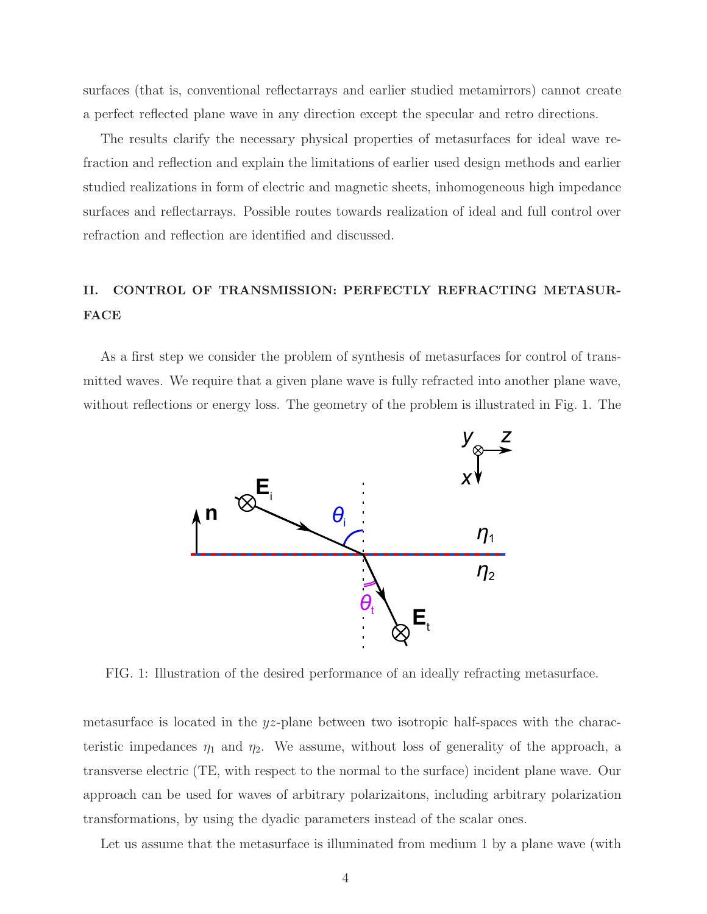surfaces (that is, conventional reflectarrays and earlier studied metamirrors) cannot create a perfect reflected plane wave in any direction except the specular and retro directions.

The results clarify the necessary physical properties of metasurfaces for ideal wave refraction and reflection and explain the limitations of earlier used design methods and earlier studied realizations in form of electric and magnetic sheets, inhomogeneous high impedance surfaces and reflectarrays. Possible routes towards realization of ideal and full control over refraction and reflection are identified and discussed.

## II. CONTROL OF TRANSMISSION: PERFECTLY REFRACTING METASURFACE

As a first step we consider the problem of synthesis of metasurfaces for control of transmitted waves. We require that a given plane wave is fully refracted into another plane wave, without reflections or energy loss. The geometry of the problem is illustrated in Fig. 1. The

FIG. 1: Illustration of the desired performance of an ideally refracting metasurface.

metasurface is located in the $yz$-plane between two isotropic half-spaces with the characteristic impedances $\eta_1$ and $\eta_2$. We assume, without loss of generality of the approach, a transverse electric (TE, with respect to the normal to the surface) incident plane wave. Our approach can be used for waves of arbitrary polarizaitons, including arbitrary polarization transformations, by using the dyadic parameters instead of the scalar ones.

Let us assume that the metasurface is illuminated from medium 1 by a plane wave (with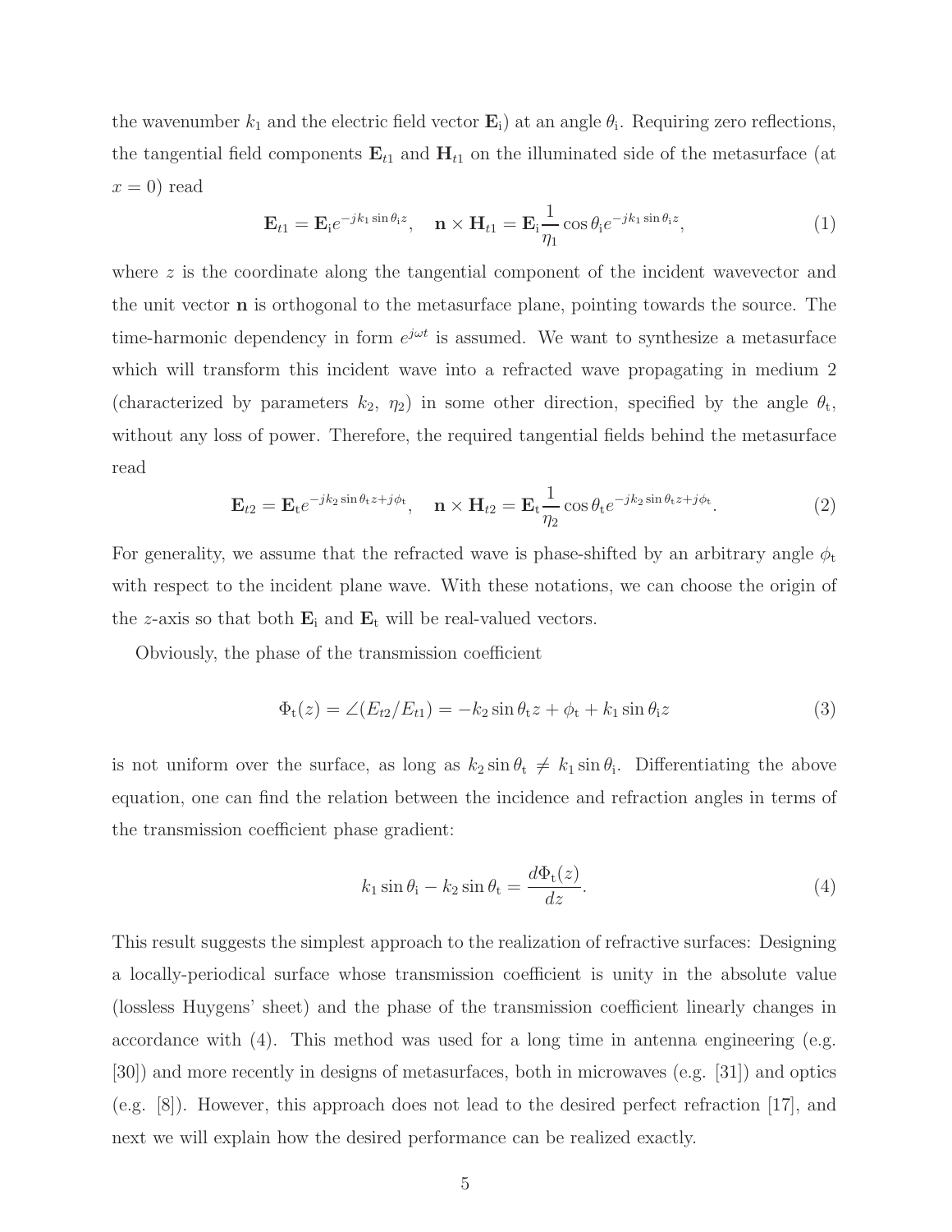the wavenumber $k_1$ and the electric field vector $\mathbf{E}_\mathrm{i}$) at an angle $\theta_\mathrm{i}$. Requiring zero reflections, the tangential field components $\mathbf{E}_{t1}$ and $\mathbf{H}_{t1}$ on the illuminated side of the metasurface (at $x = 0$) read

$$\mathbf{E}_{t1} = \mathbf{E}_\mathrm{i} e^{-jk_1 \sin\theta_\mathrm{i} z}, \quad \mathbf{n} \times \mathbf{H}_{t1} = \mathbf{E}_\mathrm{i} \frac{1}{\eta_1} \cos\theta_\mathrm{i} e^{-jk_1 \sin\theta_\mathrm{i} z}, \tag{1}$$

where $z$ is the coordinate along the tangential component of the incident wavevector and the unit vector $\mathbf{n}$ is orthogonal to the metasurface plane, pointing towards the source. The time-harmonic dependency in form $e^{j\omega t}$ is assumed. We want to synthesize a metasurface which will transform this incident wave into a refracted wave propagating in medium 2 (characterized by parameters $k_2$, $\eta_2$) in some other direction, specified by the angle $\theta_\mathrm{t}$, without any loss of power. Therefore, the required tangential fields behind the metasurface read

$$\mathbf{E}_{t2} = \mathbf{E}_\mathrm{t} e^{-jk_2 \sin\theta_\mathrm{t} z + j\phi_\mathrm{t}}, \quad \mathbf{n} \times \mathbf{H}_{t2} = \mathbf{E}_\mathrm{t} \frac{1}{\eta_2} \cos\theta_\mathrm{t} e^{-jk_2 \sin\theta_\mathrm{t} z + j\phi_\mathrm{t}}. \tag{2}$$

For generality, we assume that the refracted wave is phase-shifted by an arbitrary angle $\phi_\mathrm{t}$ with respect to the incident plane wave. With these notations, we can choose the origin of the $z$-axis so that both $\mathbf{E}_\mathrm{i}$ and $\mathbf{E}_\mathrm{t}$ will be real-valued vectors.

Obviously, the phase of the transmission coefficient

$$\Phi_\mathrm{t}(z) = \angle(E_{t2}/E_{t1}) = -k_2 \sin\theta_\mathrm{t} z + \phi_\mathrm{t} + k_1 \sin\theta_\mathrm{i} z \tag{3}$$

is not uniform over the surface, as long as $k_2 \sin\theta_\mathrm{t} \neq k_1 \sin\theta_\mathrm{i}$. Differentiating the above equation, one can find the relation between the incidence and refraction angles in terms of the transmission coefficient phase gradient:

$$k_1 \sin\theta_\mathrm{i} - k_2 \sin\theta_\mathrm{t} = \frac{d\Phi_\mathrm{t}(z)}{dz}. \tag{4}$$

This result suggests the simplest approach to the realization of refractive surfaces: Designing a locally-periodical surface whose transmission coefficient is unity in the absolute value (lossless Huygens' sheet) and the phase of the transmission coefficient linearly changes in accordance with (4). This method was used for a long time in antenna engineering (e.g. [30]) and more recently in designs of metasurfaces, both in microwaves (e.g. [31]) and optics (e.g. [8]). However, this approach does not lead to the desired perfect refraction [17], and next we will explain how the desired performance can be realized exactly.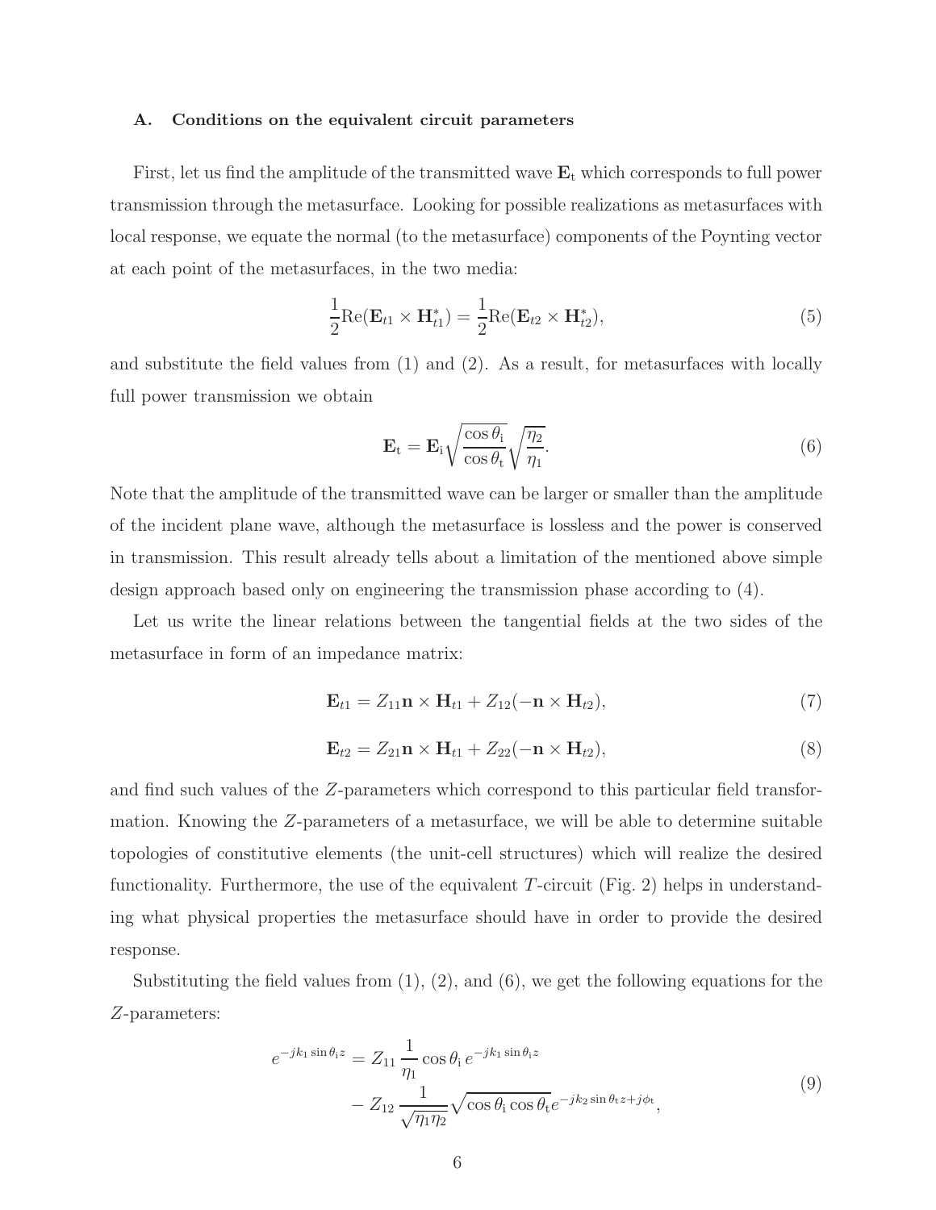### A. Conditions on the equivalent circuit parameters

First, let us find the amplitude of the transmitted wave $\mathbf{E}_\mathrm{t}$ which corresponds to full power transmission through the metasurface. Looking for possible realizations as metasurfaces with local response, we equate the normal (to the metasurface) components of the Poynting vector at each point of the metasurfaces, in the two media:

$$\frac{1}{2}\mathrm{Re}(\mathbf{E}_{t1} \times \mathbf{H}_{t1}^*) = \frac{1}{2}\mathrm{Re}(\mathbf{E}_{t2} \times \mathbf{H}_{t2}^*), \tag{5}$$

and substitute the field values from (1) and (2). As a result, for metasurfaces with locally full power transmission we obtain

$$\mathbf{E}_\mathrm{t} = \mathbf{E}_\mathrm{i}\sqrt{\frac{\cos\theta_\mathrm{i}}{\cos\theta_\mathrm{t}}}\sqrt{\frac{\eta_2}{\eta_1}}. \tag{6}$$

Note that the amplitude of the transmitted wave can be larger or smaller than the amplitude of the incident plane wave, although the metasurface is lossless and the power is conserved in transmission. This result already tells about a limitation of the mentioned above simple design approach based only on engineering the transmission phase according to (4).

Let us write the linear relations between the tangential fields at the two sides of the metasurface in form of an impedance matrix:

$$\mathbf{E}_{t1} = Z_{11}\mathbf{n} \times \mathbf{H}_{t1} + Z_{12}(-\mathbf{n} \times \mathbf{H}_{t2}), \tag{7}$$

$$\mathbf{E}_{t2} = Z_{21}\mathbf{n} \times \mathbf{H}_{t1} + Z_{22}(-\mathbf{n} \times \mathbf{H}_{t2}), \tag{8}$$

and find such values of the $Z$-parameters which correspond to this particular field transformation. Knowing the $Z$-parameters of a metasurface, we will be able to determine suitable topologies of constitutive elements (the unit-cell structures) which will realize the desired functionality. Furthermore, the use of the equivalent $T$-circuit (Fig. 2) helps in understanding what physical properties the metasurface should have in order to provide the desired response.

Substituting the field values from (1), (2), and (6), we get the following equations for the $Z$-parameters:

$$\begin{aligned} e^{-jk_1\sin\theta_\mathrm{i}z} = {} & Z_{11}\,\frac{1}{\eta_1}\cos\theta_\mathrm{i}\,e^{-jk_1\sin\theta_\mathrm{i}z} \\ & - Z_{12}\,\frac{1}{\sqrt{\eta_1\eta_2}}\sqrt{\cos\theta_\mathrm{i}\cos\theta_\mathrm{t}}e^{-jk_2\sin\theta_\mathrm{t}z+j\phi_\mathrm{t}}, \end{aligned} \tag{9}$$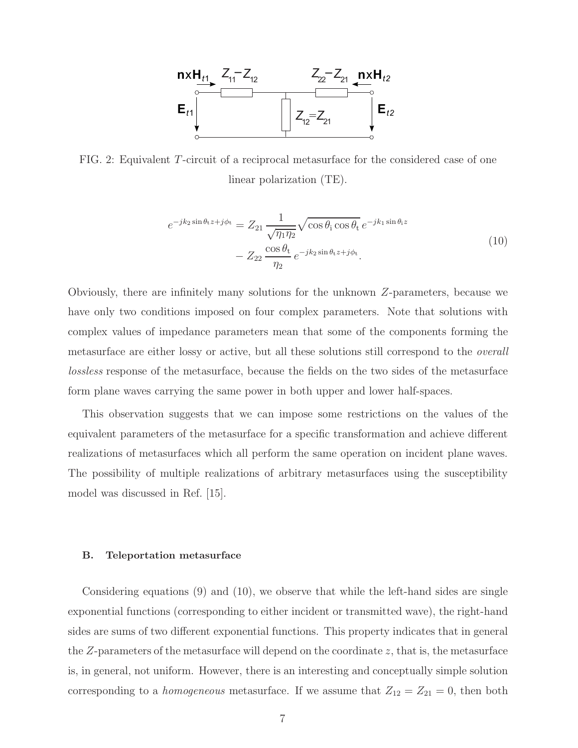FIG. 2: Equivalent $T$-circuit of a reciprocal metasurface for the considered case of one linear polarization (TE).

$$
\begin{aligned}
e^{-jk_2 \sin\theta_\mathrm{t} z + j\phi_\mathrm{t}} = & \, Z_{21} \frac{1}{\sqrt{\eta_1 \eta_2}} \sqrt{\cos\theta_\mathrm{i} \cos\theta_\mathrm{t}} \, e^{-jk_1 \sin\theta_\mathrm{i} z} \\
& - Z_{22} \frac{\cos\theta_\mathrm{t}}{\eta_2} \, e^{-jk_2 \sin\theta_\mathrm{t} z + j\phi_\mathrm{t}}.
\end{aligned}
\tag{10}
$$

Obviously, there are infinitely many solutions for the unknown $Z$-parameters, because we have only two conditions imposed on four complex parameters. Note that solutions with complex values of impedance parameters mean that some of the components forming the metasurface are either lossy or active, but all these solutions still correspond to the *overall lossless* response of the metasurface, because the fields on the two sides of the metasurface form plane waves carrying the same power in both upper and lower half-spaces.

This observation suggests that we can impose some restrictions on the values of the equivalent parameters of the metasurface for a specific transformation and achieve different realizations of metasurfaces which all perform the same operation on incident plane waves. The possibility of multiple realizations of arbitrary metasurfaces using the susceptibility model was discussed in Ref. [15].

### B. Teleportation metasurface

Considering equations (9) and (10), we observe that while the left-hand sides are single exponential functions (corresponding to either incident or transmitted wave), the right-hand sides are sums of two different exponential functions. This property indicates that in general the $Z$-parameters of the metasurface will depend on the coordinate $z$, that is, the metasurface is, in general, not uniform. However, there is an interesting and conceptually simple solution corresponding to a *homogeneous* metasurface. If we assume that $Z_{12} = Z_{21} = 0$, then both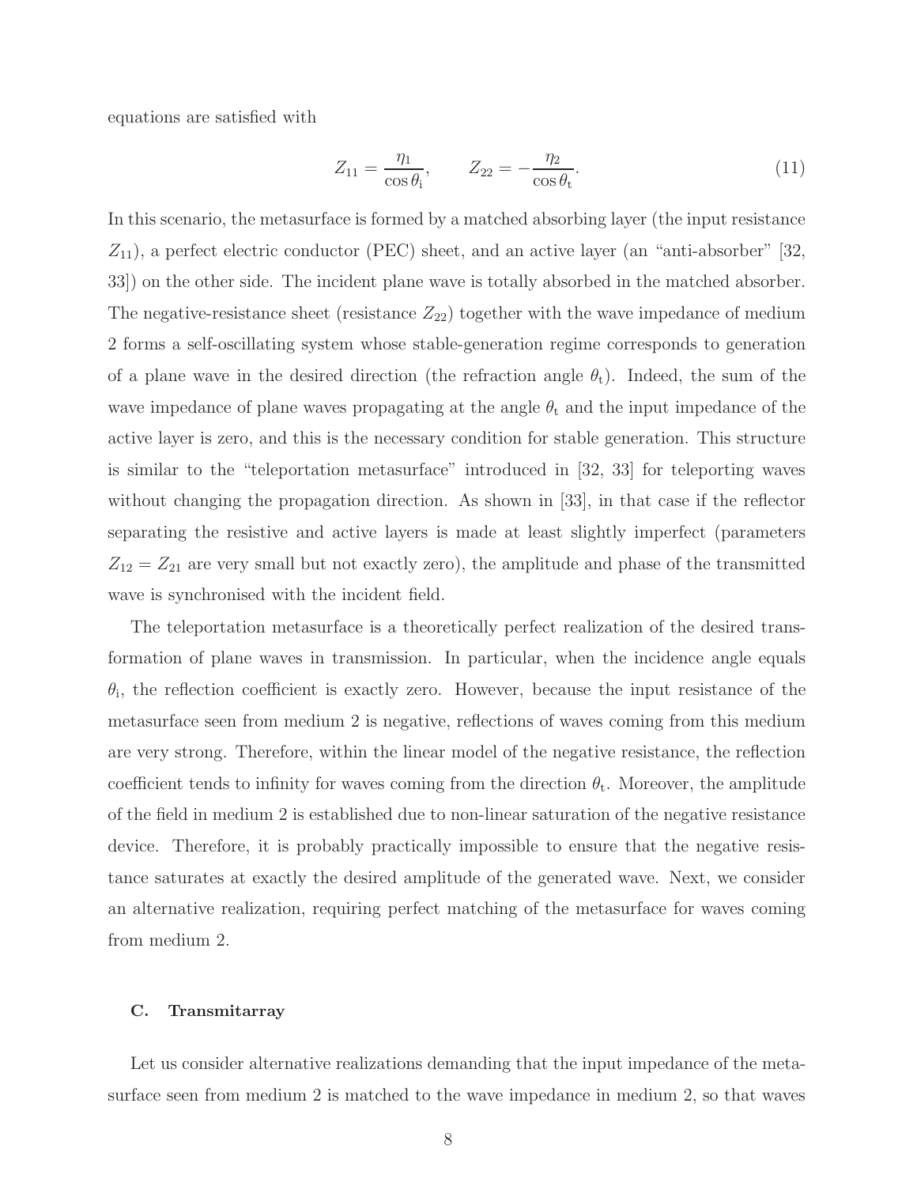equations are satisfied with

$$Z_{11} = \frac{\eta_1}{\cos\theta_{\rm i}}, \qquad Z_{22} = -\frac{\eta_2}{\cos\theta_{\rm t}}. \tag{11}$$

In this scenario, the metasurface is formed by a matched absorbing layer (the input resistance $Z_{11}$), a perfect electric conductor (PEC) sheet, and an active layer (an "anti-absorber" [32, 33]) on the other side. The incident plane wave is totally absorbed in the matched absorber. The negative-resistance sheet (resistance $Z_{22}$) together with the wave impedance of medium 2 forms a self-oscillating system whose stable-generation regime corresponds to generation of a plane wave in the desired direction (the refraction angle $\theta_{\rm t}$). Indeed, the sum of the wave impedance of plane waves propagating at the angle $\theta_{\rm t}$ and the input impedance of the active layer is zero, and this is the necessary condition for stable generation. This structure is similar to the "teleportation metasurface" introduced in [32, 33] for teleporting waves without changing the propagation direction. As shown in [33], in that case if the reflector separating the resistive and active layers is made at least slightly imperfect (parameters $Z_{12} = Z_{21}$ are very small but not exactly zero), the amplitude and phase of the transmitted wave is synchronised with the incident field.

The teleportation metasurface is a theoretically perfect realization of the desired transformation of plane waves in transmission. In particular, when the incidence angle equals $\theta_{\rm i}$, the reflection coefficient is exactly zero. However, because the input resistance of the metasurface seen from medium 2 is negative, reflections of waves coming from this medium are very strong. Therefore, within the linear model of the negative resistance, the reflection coefficient tends to infinity for waves coming from the direction $\theta_{\rm t}$. Moreover, the amplitude of the field in medium 2 is established due to non-linear saturation of the negative resistance device. Therefore, it is probably practically impossible to ensure that the negative resistance saturates at exactly the desired amplitude of the generated wave. Next, we consider an alternative realization, requiring perfect matching of the metasurface for waves coming from medium 2.

### C. Transmitarray

Let us consider alternative realizations demanding that the input impedance of the metasurface seen from medium 2 is matched to the wave impedance in medium 2, so that waves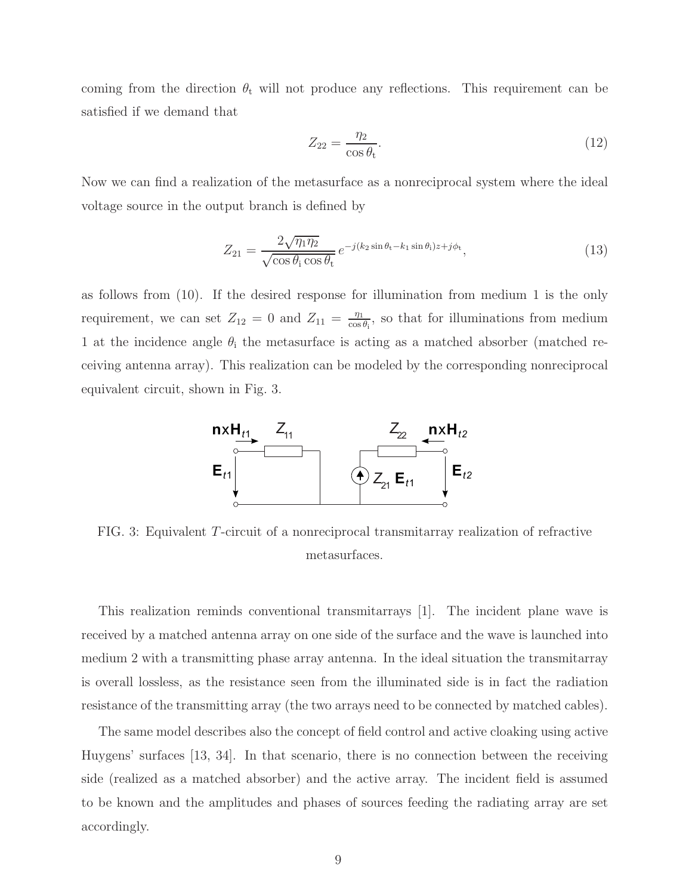coming from the direction $\theta_\mathrm{t}$ will not produce any reflections. This requirement can be satisfied if we demand that

$$Z_{22} = \frac{\eta_2}{\cos\theta_\mathrm{t}}. \tag{12}$$

Now we can find a realization of the metasurface as a nonreciprocal system where the ideal voltage source in the output branch is defined by

$$Z_{21} = \frac{2\sqrt{\eta_1\eta_2}}{\sqrt{\cos\theta_\mathrm{i}\cos\theta_\mathrm{t}}}\, e^{-j(k_2\sin\theta_\mathrm{t} - k_1\sin\theta_\mathrm{i})z + j\phi_\mathrm{t}}, \tag{13}$$

as follows from (10). If the desired response for illumination from medium 1 is the only requirement, we can set $Z_{12} = 0$ and $Z_{11} = \frac{\eta_1}{\cos\theta_\mathrm{i}}$, so that for illuminations from medium 1 at the incidence angle $\theta_\mathrm{i}$ the metasurface is acting as a matched absorber (matched receiving antenna array). This realization can be modeled by the corresponding nonreciprocal equivalent circuit, shown in Fig. 3.

FIG. 3: Equivalent $T$-circuit of a nonreciprocal transmitarray realization of refractive metasurfaces.

This realization reminds conventional transmitarrays [1]. The incident plane wave is received by a matched antenna array on one side of the surface and the wave is launched into medium 2 with a transmitting phase array antenna. In the ideal situation the transmitarray is overall lossless, as the resistance seen from the illuminated side is in fact the radiation resistance of the transmitting array (the two arrays need to be connected by matched cables).

The same model describes also the concept of field control and active cloaking using active Huygens' surfaces [13, 34]. In that scenario, there is no connection between the receiving side (realized as a matched absorber) and the active array. The incident field is assumed to be known and the amplitudes and phases of sources feeding the radiating array are set accordingly.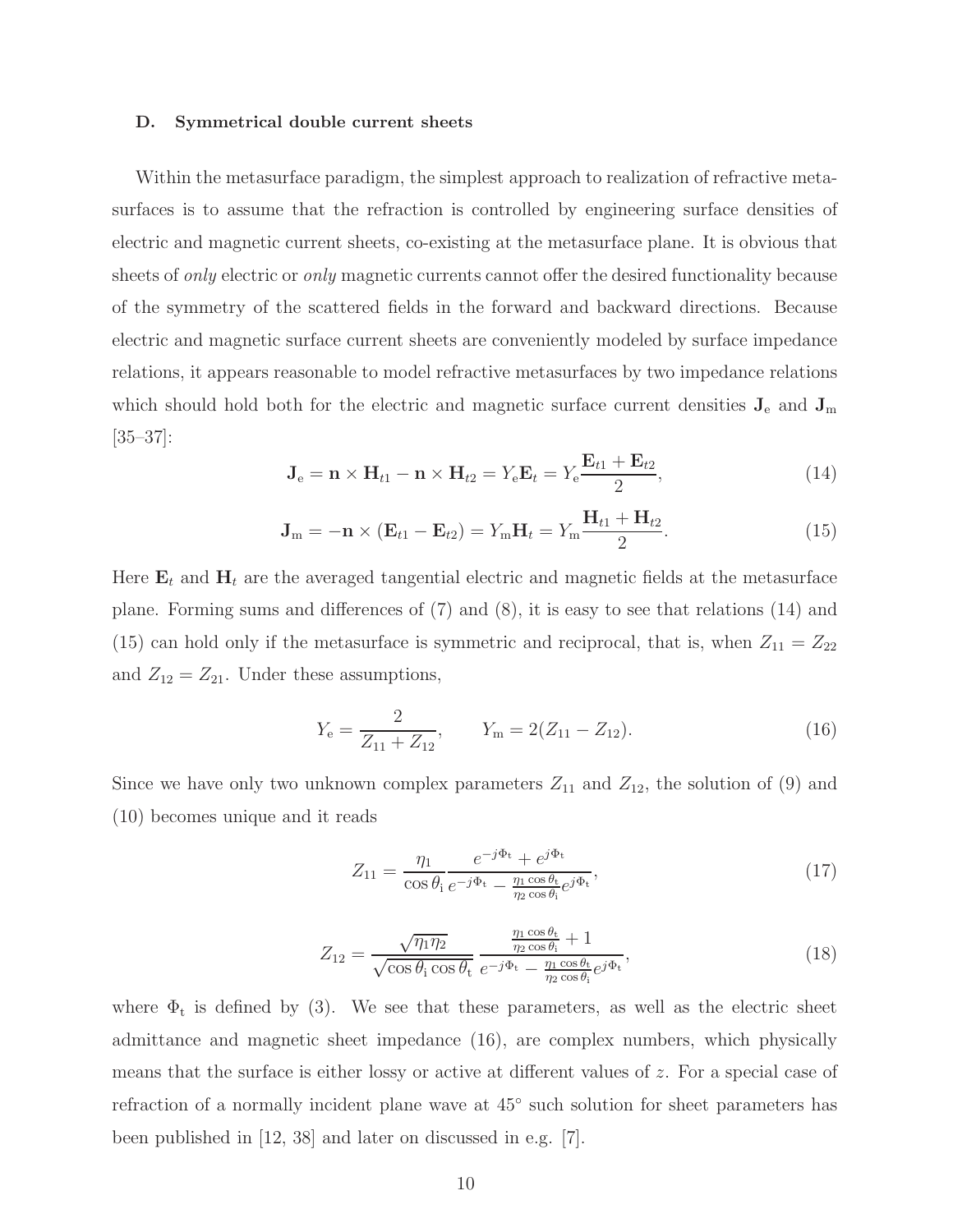### D. Symmetrical double current sheets

Within the metasurface paradigm, the simplest approach to realization of refractive metasurfaces is to assume that the refraction is controlled by engineering surface densities of electric and magnetic current sheets, co-existing at the metasurface plane. It is obvious that sheets of *only* electric or *only* magnetic currents cannot offer the desired functionality because of the symmetry of the scattered fields in the forward and backward directions. Because electric and magnetic surface current sheets are conveniently modeled by surface impedance relations, it appears reasonable to model refractive metasurfaces by two impedance relations which should hold both for the electric and magnetic surface current densities $\mathbf{J}_{\rm e}$ and $\mathbf{J}_{\rm m}$ [35–37]:

$$\mathbf{J}_{\rm e} = \mathbf{n} \times \mathbf{H}_{t1} - \mathbf{n} \times \mathbf{H}_{t2} = Y_{\rm e}\mathbf{E}_t = Y_{\rm e}\frac{\mathbf{E}_{t1} + \mathbf{E}_{t2}}{2}, \tag{14}$$

$$\mathbf{J}_{\rm m} = -\mathbf{n} \times (\mathbf{E}_{t1} - \mathbf{E}_{t2}) = Y_{\rm m}\mathbf{H}_t = Y_{\rm m}\frac{\mathbf{H}_{t1} + \mathbf{H}_{t2}}{2}. \tag{15}$$

Here $\mathbf{E}_t$ and $\mathbf{H}_t$ are the averaged tangential electric and magnetic fields at the metasurface plane. Forming sums and differences of (7) and (8), it is easy to see that relations (14) and (15) can hold only if the metasurface is symmetric and reciprocal, that is, when $Z_{11} = Z_{22}$ and $Z_{12} = Z_{21}$. Under these assumptions,

$$Y_{\rm e} = \frac{2}{Z_{11} + Z_{12}}, \qquad Y_{\rm m} = 2(Z_{11} - Z_{12}). \tag{16}$$

Since we have only two unknown complex parameters $Z_{11}$ and $Z_{12}$, the solution of (9) and (10) becomes unique and it reads

$$Z_{11} = \frac{\eta_1}{\cos\theta_{\rm i}} \frac{e^{-j\Phi_{\rm t}} + e^{j\Phi_{\rm t}}}{e^{-j\Phi_{\rm t}} - \frac{\eta_1 \cos\theta_{\rm t}}{\eta_2 \cos\theta_{\rm i}} e^{j\Phi_{\rm t}}}, \tag{17}$$

$$Z_{12} = \frac{\sqrt{\eta_1\eta_2}}{\sqrt{\cos\theta_{\rm i}\cos\theta_{\rm t}}} \frac{\frac{\eta_1 \cos\theta_{\rm t}}{\eta_2 \cos\theta_{\rm i}} + 1}{e^{-j\Phi_{\rm t}} - \frac{\eta_1 \cos\theta_{\rm t}}{\eta_2 \cos\theta_{\rm i}} e^{j\Phi_{\rm t}}}, \tag{18}$$

where $\Phi_{\rm t}$ is defined by (3). We see that these parameters, as well as the electric sheet admittance and magnetic sheet impedance (16), are complex numbers, which physically means that the surface is either lossy or active at different values of $z$. For a special case of refraction of a normally incident plane wave at 45° such solution for sheet parameters has been published in [12, 38] and later on discussed in e.g. [7].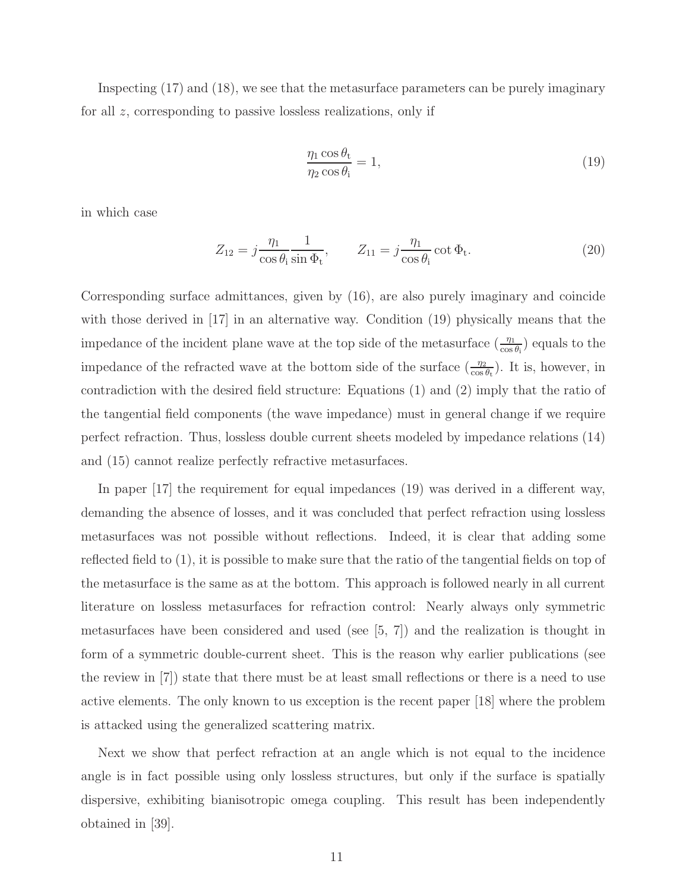Inspecting (17) and (18), we see that the metasurface parameters can be purely imaginary for all $z$, corresponding to passive lossless realizations, only if

$$\frac{\eta_1 \cos\theta_{\rm t}}{\eta_2 \cos\theta_{\rm i}} = 1, \tag{19}$$

in which case

$$Z_{12} = j\frac{\eta_1}{\cos\theta_{\rm i}}\frac{1}{\sin\Phi_{\rm t}}, \qquad Z_{11} = j\frac{\eta_1}{\cos\theta_{\rm i}}\cot\Phi_{\rm t}. \tag{20}$$

Corresponding surface admittances, given by (16), are also purely imaginary and coincide with those derived in [17] in an alternative way. Condition (19) physically means that the impedance of the incident plane wave at the top side of the metasurface ($\frac{\eta_1}{\cos\theta_{\rm i}}$) equals to the impedance of the refracted wave at the bottom side of the surface ($\frac{\eta_2}{\cos\theta_{\rm t}}$). It is, however, in contradiction with the desired field structure: Equations (1) and (2) imply that the ratio of the tangential field components (the wave impedance) must in general change if we require perfect refraction. Thus, lossless double current sheets modeled by impedance relations (14) and (15) cannot realize perfectly refractive metasurfaces.

In paper [17] the requirement for equal impedances (19) was derived in a different way, demanding the absence of losses, and it was concluded that perfect refraction using lossless metasurfaces was not possible without reflections. Indeed, it is clear that adding some reflected field to (1), it is possible to make sure that the ratio of the tangential fields on top of the metasurface is the same as at the bottom. This approach is followed nearly in all current literature on lossless metasurfaces for refraction control: Nearly always only symmetric metasurfaces have been considered and used (see [5, 7]) and the realization is thought in form of a symmetric double-current sheet. This is the reason why earlier publications (see the review in [7]) state that there must be at least small reflections or there is a need to use active elements. The only known to us exception is the recent paper [18] where the problem is attacked using the generalized scattering matrix.

Next we show that perfect refraction at an angle which is not equal to the incidence angle is in fact possible using only lossless structures, but only if the surface is spatially dispersive, exhibiting bianisotropic omega coupling. This result has been independently obtained in [39].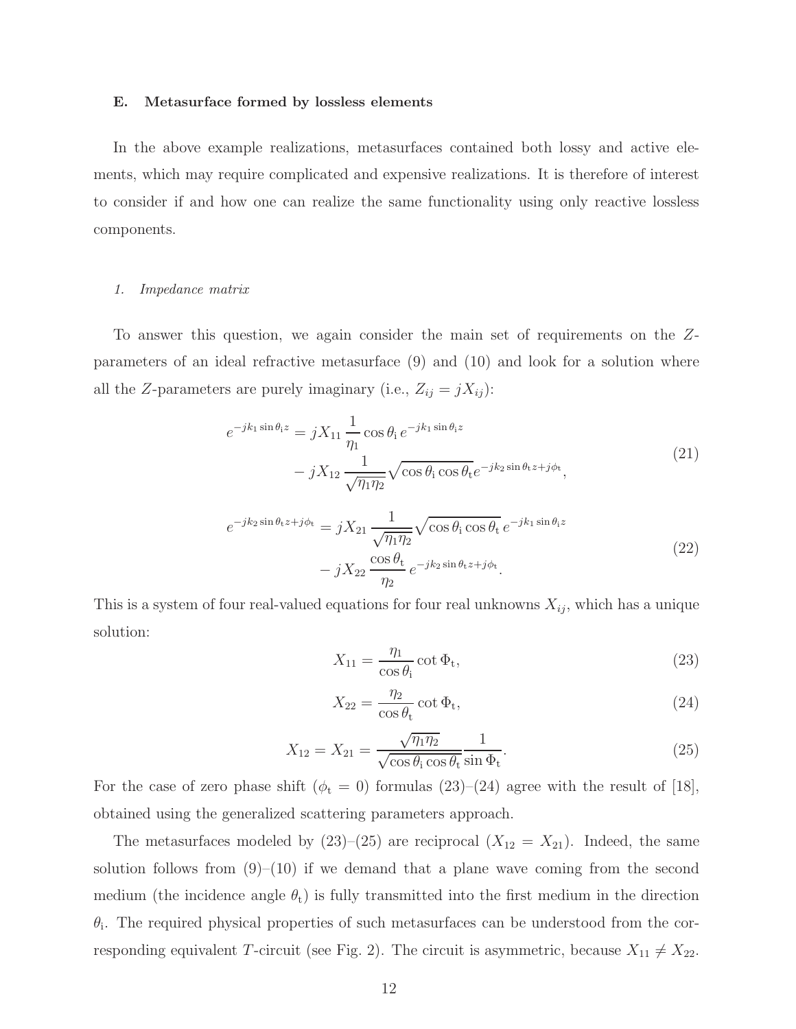### E. Metasurface formed by lossless elements

In the above example realizations, metasurfaces contained both lossy and active elements, which may require complicated and expensive realizations. It is therefore of interest to consider if and how one can realize the same functionality using only reactive lossless components.

#### 1. Impedance matrix

To answer this question, we again consider the main set of requirements on the $Z$-parameters of an ideal refractive metasurface (9) and (10) and look for a solution where all the $Z$-parameters are purely imaginary (i.e., $Z_{ij} = jX_{ij}$):

$$
\begin{aligned}
e^{-jk_1 \sin\theta_\mathrm{i} z} = {} & jX_{11}\,\frac{1}{\eta_1}\cos\theta_\mathrm{i}\, e^{-jk_1 \sin\theta_\mathrm{i} z} \\
& - jX_{12}\,\frac{1}{\sqrt{\eta_1\eta_2}}\sqrt{\cos\theta_\mathrm{i}\cos\theta_\mathrm{t}}\, e^{-jk_2\sin\theta_\mathrm{t} z + j\phi_\mathrm{t}},
\end{aligned}
\tag{21}
$$

$$
\begin{aligned}
e^{-jk_2 \sin\theta_\mathrm{t} z + j\phi_\mathrm{t}} = {} & jX_{21}\,\frac{1}{\sqrt{\eta_1\eta_2}}\sqrt{\cos\theta_\mathrm{i}\cos\theta_\mathrm{t}}\, e^{-jk_1 \sin\theta_\mathrm{i} z} \\
& - jX_{22}\,\frac{\cos\theta_\mathrm{t}}{\eta_2}\, e^{-jk_2\sin\theta_\mathrm{t} z + j\phi_\mathrm{t}}.
\end{aligned}
\tag{22}
$$

This is a system of four real-valued equations for four real unknowns $X_{ij}$, which has a unique solution:

$$
X_{11} = \frac{\eta_1}{\cos\theta_\mathrm{i}}\cot\Phi_\mathrm{t}, \tag{23}
$$

$$
X_{22} = \frac{\eta_2}{\cos\theta_\mathrm{t}}\cot\Phi_\mathrm{t}, \tag{24}
$$

$$
X_{12} = X_{21} = \frac{\sqrt{\eta_1\eta_2}}{\sqrt{\cos\theta_\mathrm{i}\cos\theta_\mathrm{t}}}\frac{1}{\sin\Phi_\mathrm{t}}. \tag{25}
$$

For the case of zero phase shift ($\phi_\mathrm{t} = 0$) formulas (23)–(24) agree with the result of [18], obtained using the generalized scattering parameters approach.

The metasurfaces modeled by (23)–(25) are reciprocal ($X_{12} = X_{21}$). Indeed, the same solution follows from (9)–(10) if we demand that a plane wave coming from the second medium (the incidence angle $\theta_\mathrm{t}$) is fully transmitted into the first medium in the direction $\theta_\mathrm{i}$. The required physical properties of such metasurfaces can be understood from the corresponding equivalent $T$-circuit (see Fig. 2). The circuit is asymmetric, because $X_{11} \neq X_{22}$.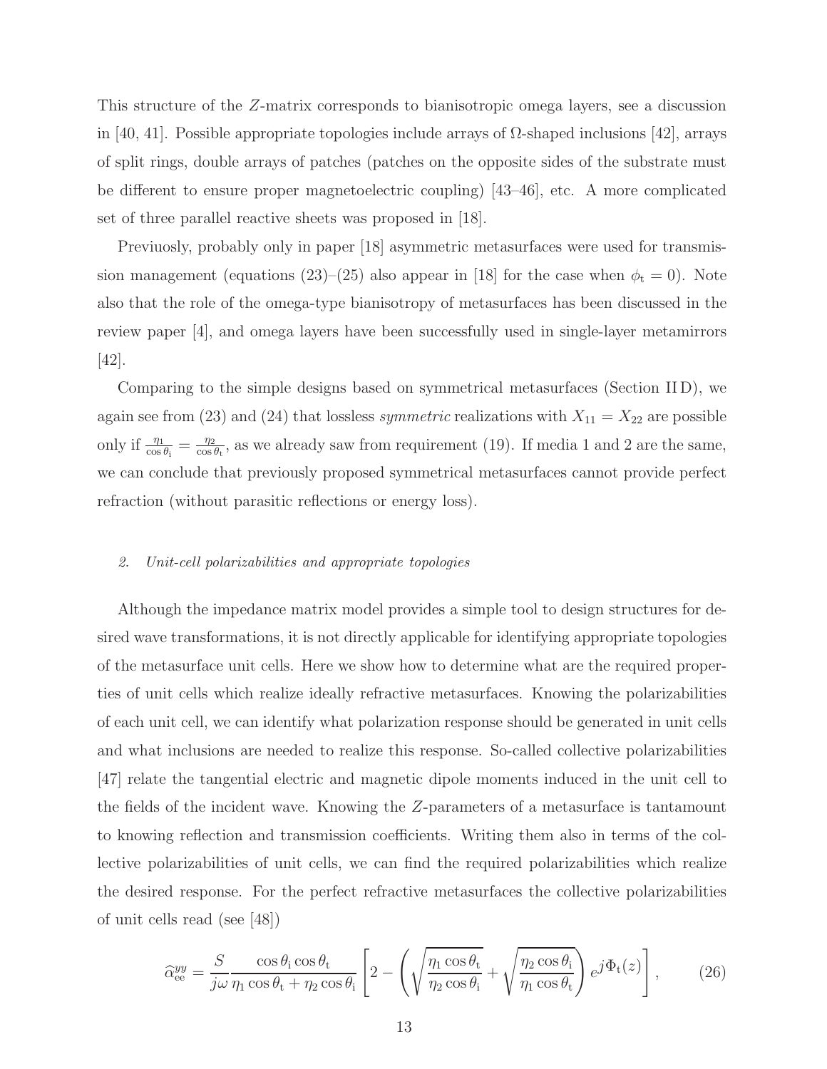This structure of the $Z$-matrix corresponds to bianisotropic omega layers, see a discussion in [40, 41]. Possible appropriate topologies include arrays of $\Omega$-shaped inclusions [42], arrays of split rings, double arrays of patches (patches on the opposite sides of the substrate must be different to ensure proper magnetoelectric coupling) [43–46], etc. A more complicated set of three parallel reactive sheets was proposed in [18].

Previuosly, probably only in paper [18] asymmetric metasurfaces were used for transmission management (equations (23)–(25) also appear in [18] for the case when $\phi_{\rm t} = 0$). Note also that the role of the omega-type bianisotropy of metasurfaces has been discussed in the review paper [4], and omega layers have been successfully used in single-layer metamirrors [42].

Comparing to the simple designs based on symmetrical metasurfaces (Section II D), we again see from (23) and (24) that lossless *symmetric* realizations with $X_{11} = X_{22}$ are possible only if $\frac{\eta_1}{\cos\theta_{\rm i}} = \frac{\eta_2}{\cos\theta_{\rm t}}$, as we already saw from requirement (19). If media 1 and 2 are the same, we can conclude that previously proposed symmetrical metasurfaces cannot provide perfect refraction (without parasitic reflections or energy loss).

#### 2. Unit-cell polarizabilities and appropriate topologies

Although the impedance matrix model provides a simple tool to design structures for desired wave transformations, it is not directly applicable for identifying appropriate topologies of the metasurface unit cells. Here we show how to determine what are the required properties of unit cells which realize ideally refractive metasurfaces. Knowing the polarizabilities of each unit cell, we can identify what polarization response should be generated in unit cells and what inclusions are needed to realize this response. So-called collective polarizabilities [47] relate the tangential electric and magnetic dipole moments induced in the unit cell to the fields of the incident wave. Knowing the $Z$-parameters of a metasurface is tantamount to knowing reflection and transmission coefficients. Writing them also in terms of the collective polarizabilities of unit cells, we can find the required polarizabilities which realize the desired response. For the perfect refractive metasurfaces the collective polarizabilities of unit cells read (see [48])

$$\widehat{\alpha}_{\rm ee}^{yy} = \frac{S}{j\omega}\frac{\cos\theta_{\rm i}\cos\theta_{\rm t}}{\eta_1\cos\theta_{\rm t} + \eta_2\cos\theta_{\rm i}}\left[2 - \left(\sqrt{\frac{\eta_1\cos\theta_{\rm t}}{\eta_2\cos\theta_{\rm i}}} + \sqrt{\frac{\eta_2\cos\theta_{\rm i}}{\eta_1\cos\theta_{\rm t}}}\right)e^{j\Phi_{\rm t}(z)}\right], \tag{26}$$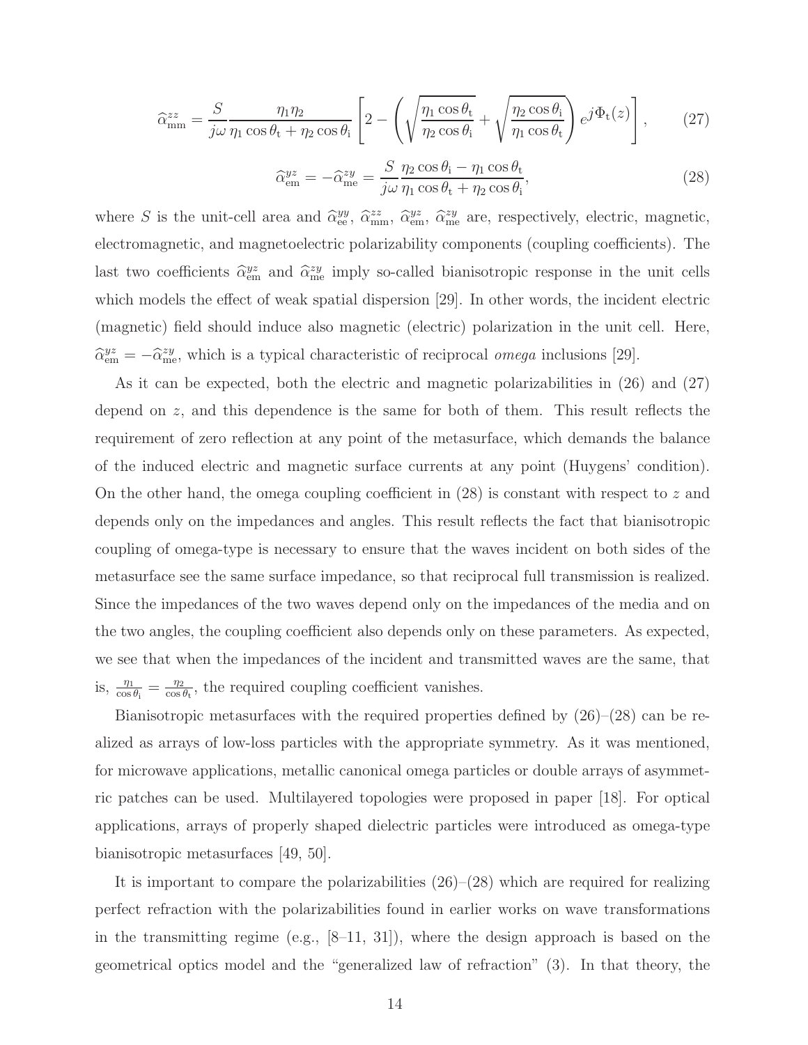$$\widehat{\alpha}_{\rm mm}^{zz} = \frac{S}{j\omega}\frac{\eta_1\eta_2}{\eta_1\cos\theta_{\rm t}+\eta_2\cos\theta_{\rm i}}\left[2-\left(\sqrt{\frac{\eta_1\cos\theta_{\rm t}}{\eta_2\cos\theta_{\rm i}}}+\sqrt{\frac{\eta_2\cos\theta_{\rm i}}{\eta_1\cos\theta_{\rm t}}}\right)e^{j\Phi_{\rm t}(z)}\right], \qquad (27)$$

$$\widehat{\alpha}_{\rm em}^{yz} = -\widehat{\alpha}_{\rm me}^{zy} = \frac{S}{j\omega}\frac{\eta_2\cos\theta_{\rm i}-\eta_1\cos\theta_{\rm t}}{\eta_1\cos\theta_{\rm t}+\eta_2\cos\theta_{\rm i}}, \qquad (28)$$

where $S$ is the unit-cell area and $\widehat{\alpha}_{\rm ee}^{yy}$, $\widehat{\alpha}_{\rm mm}^{zz}$, $\widehat{\alpha}_{\rm em}^{yz}$, $\widehat{\alpha}_{\rm me}^{zy}$ are, respectively, electric, magnetic, electromagnetic, and magnetoelectric polarizability components (coupling coefficients). The last two coefficients $\widehat{\alpha}_{\rm em}^{yz}$ and $\widehat{\alpha}_{\rm me}^{zy}$ imply so-called bianisotropic response in the unit cells which models the effect of weak spatial dispersion [29]. In other words, the incident electric (magnetic) field should induce also magnetic (electric) polarization in the unit cell. Here, $\widehat{\alpha}_{\rm em}^{yz} = -\widehat{\alpha}_{\rm me}^{zy}$, which is a typical characteristic of reciprocal *omega* inclusions [29].

As it can be expected, both the electric and magnetic polarizabilities in (26) and (27) depend on $z$, and this dependence is the same for both of them. This result reflects the requirement of zero reflection at any point of the metasurface, which demands the balance of the induced electric and magnetic surface currents at any point (Huygens' condition). On the other hand, the omega coupling coefficient in (28) is constant with respect to $z$ and depends only on the impedances and angles. This result reflects the fact that bianisotropic coupling of omega-type is necessary to ensure that the waves incident on both sides of the metasurface see the same surface impedance, so that reciprocal full transmission is realized. Since the impedances of the two waves depend only on the impedances of the media and on the two angles, the coupling coefficient also depends only on these parameters. As expected, we see that when the impedances of the incident and transmitted waves are the same, that is, $\frac{\eta_1}{\cos\theta_{\rm i}} = \frac{\eta_2}{\cos\theta_{\rm t}}$, the required coupling coefficient vanishes.

Bianisotropic metasurfaces with the required properties defined by (26)–(28) can be realized as arrays of low-loss particles with the appropriate symmetry. As it was mentioned, for microwave applications, metallic canonical omega particles or double arrays of asymmetric patches can be used. Multilayered topologies were proposed in paper [18]. For optical applications, arrays of properly shaped dielectric particles were introduced as omega-type bianisotropic metasurfaces [49, 50].

It is important to compare the polarizabilities (26)–(28) which are required for realizing perfect refraction with the polarizabilities found in earlier works on wave transformations in the transmitting regime (e.g., [8–11, 31]), where the design approach is based on the geometrical optics model and the "generalized law of refraction" (3). In that theory, the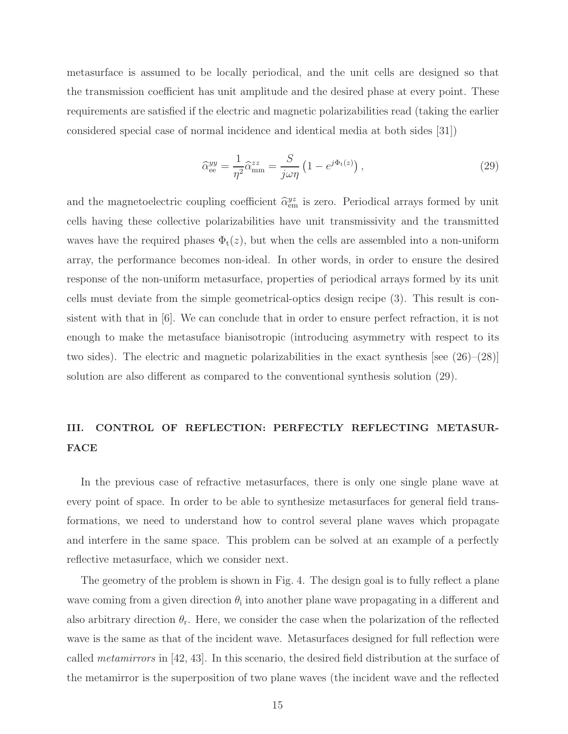metasurface is assumed to be locally periodical, and the unit cells are designed so that the transmission coefficient has unit amplitude and the desired phase at every point. These requirements are satisfied if the electric and magnetic polarizabilities read (taking the earlier considered special case of normal incidence and identical media at both sides [31])

$$\widehat{\alpha}_{\rm ee}^{yy} = \frac{1}{\eta^2}\widehat{\alpha}_{\rm mm}^{zz} = \frac{S}{j\omega\eta}\left(1 - e^{j\Phi_{\rm t}(z)}\right), \tag{29}$$

and the magnetoelectric coupling coefficient $\widehat{\alpha}_{\rm em}^{yz}$ is zero. Periodical arrays formed by unit cells having these collective polarizabilities have unit transmissivity and the transmitted waves have the required phases $\Phi_{\rm t}(z)$, but when the cells are assembled into a non-uniform array, the performance becomes non-ideal. In other words, in order to ensure the desired response of the non-uniform metasurface, properties of periodical arrays formed by its unit cells must deviate from the simple geometrical-optics design recipe (3). This result is consistent with that in [6]. We can conclude that in order to ensure perfect refraction, it is not enough to make the metasuface bianisotropic (introducing asymmetry with respect to its two sides). The electric and magnetic polarizabilities in the exact synthesis [see (26)–(28)] solution are also different as compared to the conventional synthesis solution (29).

## III. CONTROL OF REFLECTION: PERFECTLY REFLECTING METASURFACE

In the previous case of refractive metasurfaces, there is only one single plane wave at every point of space. In order to be able to synthesize metasurfaces for general field transformations, we need to understand how to control several plane waves which propagate and interfere in the same space. This problem can be solved at an example of a perfectly reflective metasurface, which we consider next.

The geometry of the problem is shown in Fig. 4. The design goal is to fully reflect a plane wave coming from a given direction $\theta_{\rm i}$ into another plane wave propagating in a different and also arbitrary direction $\theta_{\rm r}$. Here, we consider the case when the polarization of the reflected wave is the same as that of the incident wave. Metasurfaces designed for full reflection were called *metamirrors* in [42, 43]. In this scenario, the desired field distribution at the surface of the metamirror is the superposition of two plane waves (the incident wave and the reflected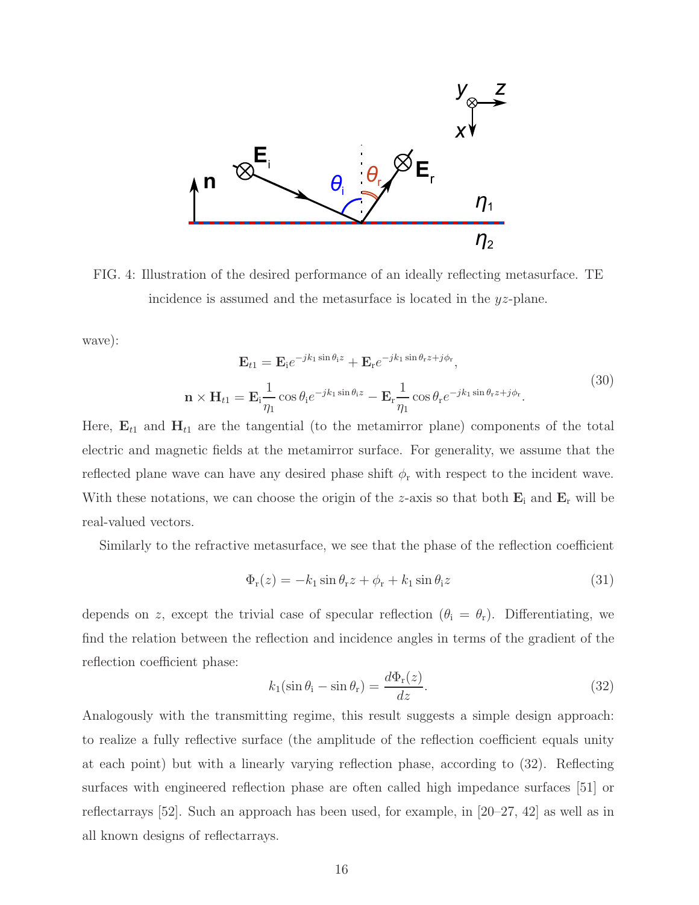FIG. 4: Illustration of the desired performance of an ideally reflecting metasurface. TE incidence is assumed and the metasurface is located in the $yz$-plane.

wave):

$$\mathbf{E}_{t1} = \mathbf{E}_\mathrm{i} e^{-jk_1 \sin\theta_\mathrm{i} z} + \mathbf{E}_\mathrm{r} e^{-jk_1 \sin\theta_\mathrm{r} z + j\phi_\mathrm{r}},$$
$$\mathbf{n} \times \mathbf{H}_{t1} = \mathbf{E}_\mathrm{i} \frac{1}{\eta_1} \cos\theta_\mathrm{i} e^{-jk_1 \sin\theta_\mathrm{i} z} - \mathbf{E}_\mathrm{r} \frac{1}{\eta_1} \cos\theta_\mathrm{r} e^{-jk_1 \sin\theta_\mathrm{r} z + j\phi_\mathrm{r}}. \tag{30}$$

Here, $\mathbf{E}_{t1}$ and $\mathbf{H}_{t1}$ are the tangential (to the metamirror plane) components of the total electric and magnetic fields at the metamirror surface. For generality, we assume that the reflected plane wave can have any desired phase shift $\phi_\mathrm{r}$ with respect to the incident wave. With these notations, we can choose the origin of the $z$-axis so that both $\mathbf{E}_\mathrm{i}$ and $\mathbf{E}_\mathrm{r}$ will be real-valued vectors.

Similarly to the refractive metasurface, we see that the phase of the reflection coefficient

$$\Phi_\mathrm{r}(z) = -k_1 \sin\theta_\mathrm{r} z + \phi_\mathrm{r} + k_1 \sin\theta_\mathrm{i} z \tag{31}$$

depends on $z$, except the trivial case of specular reflection ($\theta_\mathrm{i} = \theta_\mathrm{r}$). Differentiating, we find the relation between the reflection and incidence angles in terms of the gradient of the reflection coefficient phase:

$$k_1(\sin\theta_\mathrm{i} - \sin\theta_\mathrm{r}) = \frac{d\Phi_\mathrm{r}(z)}{dz}. \tag{32}$$

Analogously with the transmitting regime, this result suggests a simple design approach: to realize a fully reflective surface (the amplitude of the reflection coefficient equals unity at each point) but with a linearly varying reflection phase, according to (32). Reflecting surfaces with engineered reflection phase are often called high impedance surfaces [51] or reflectarrays [52]. Such an approach has been used, for example, in [20–27, 42] as well as in all known designs of reflectarrays.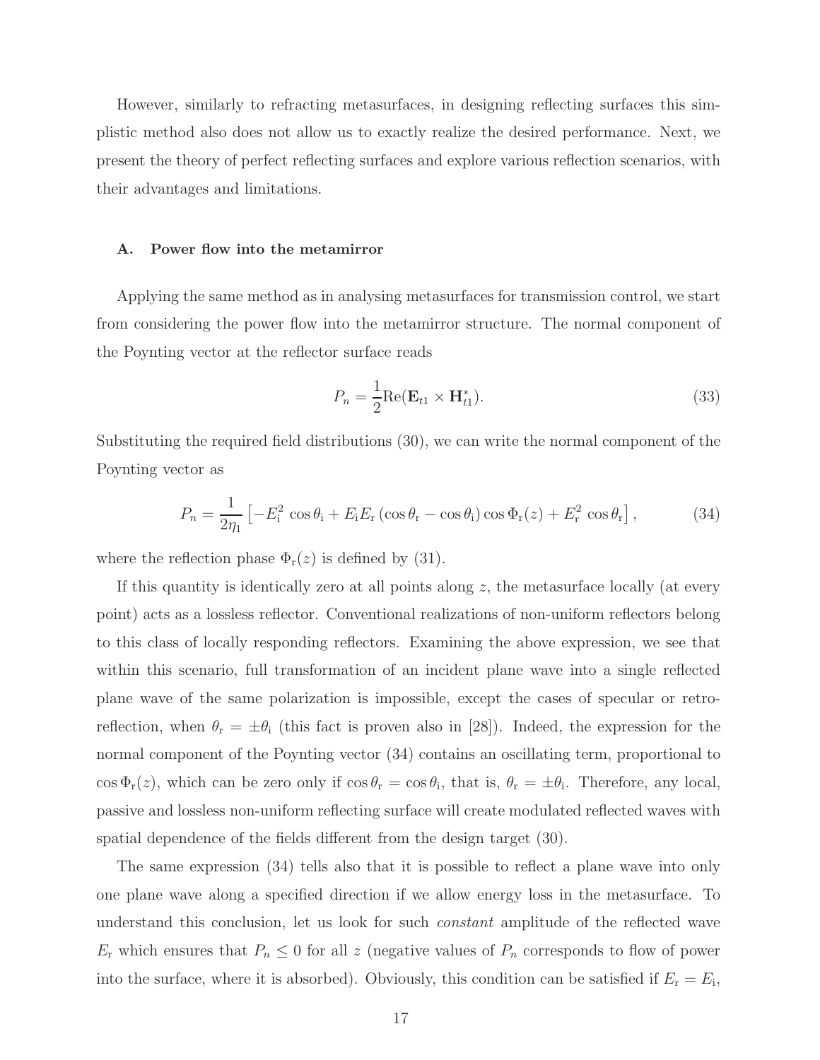However, similarly to refracting metasurfaces, in designing reflecting surfaces this simplistic method also does not allow us to exactly realize the desired performance. Next, we present the theory of perfect reflecting surfaces and explore various reflection scenarios, with their advantages and limitations.

### A. Power flow into the metamirror

Applying the same method as in analysing metasurfaces for transmission control, we start from considering the power flow into the metamirror structure. The normal component of the Poynting vector at the reflector surface reads

$$P_n = \frac{1}{2}\mathrm{Re}(\mathbf{E}_{t1} \times \mathbf{H}_{t1}^*). \tag{33}$$

Substituting the required field distributions (30), we can write the normal component of the Poynting vector as

$$P_n = \frac{1}{2\eta_1}\left[-E_\mathrm{i}^2\,\cos\theta_\mathrm{i} + E_\mathrm{i}E_\mathrm{r}\left(\cos\theta_\mathrm{r} - \cos\theta_\mathrm{i}\right)\cos\Phi_\mathrm{r}(z) + E_\mathrm{r}^2\,\cos\theta_\mathrm{r}\right], \tag{34}$$

where the reflection phase $\Phi_\mathrm{r}(z)$ is defined by (31).

If this quantity is identically zero at all points along $z$, the metasurface locally (at every point) acts as a lossless reflector. Conventional realizations of non-uniform reflectors belong to this class of locally responding reflectors. Examining the above expression, we see that within this scenario, full transformation of an incident plane wave into a single reflected plane wave of the same polarization is impossible, except the cases of specular or retro-reflection, when $\theta_\mathrm{r} = \pm\theta_\mathrm{i}$ (this fact is proven also in [28]). Indeed, the expression for the normal component of the Poynting vector (34) contains an oscillating term, proportional to $\cos\Phi_\mathrm{r}(z)$, which can be zero only if $\cos\theta_\mathrm{r} = \cos\theta_\mathrm{i}$, that is, $\theta_\mathrm{r} = \pm\theta_\mathrm{i}$. Therefore, any local, passive and lossless non-uniform reflecting surface will create modulated reflected waves with spatial dependence of the fields different from the design target (30).

The same expression (34) tells also that it is possible to reflect a plane wave into only one plane wave along a specified direction if we allow energy loss in the metasurface. To understand this conclusion, let us look for such *constant* amplitude of the reflected wave $E_\mathrm{r}$ which ensures that $P_n \leq 0$ for all $z$ (negative values of $P_n$ corresponds to flow of power into the surface, where it is absorbed). Obviously, this condition can be satisfied if $E_\mathrm{r} = E_\mathrm{i}$,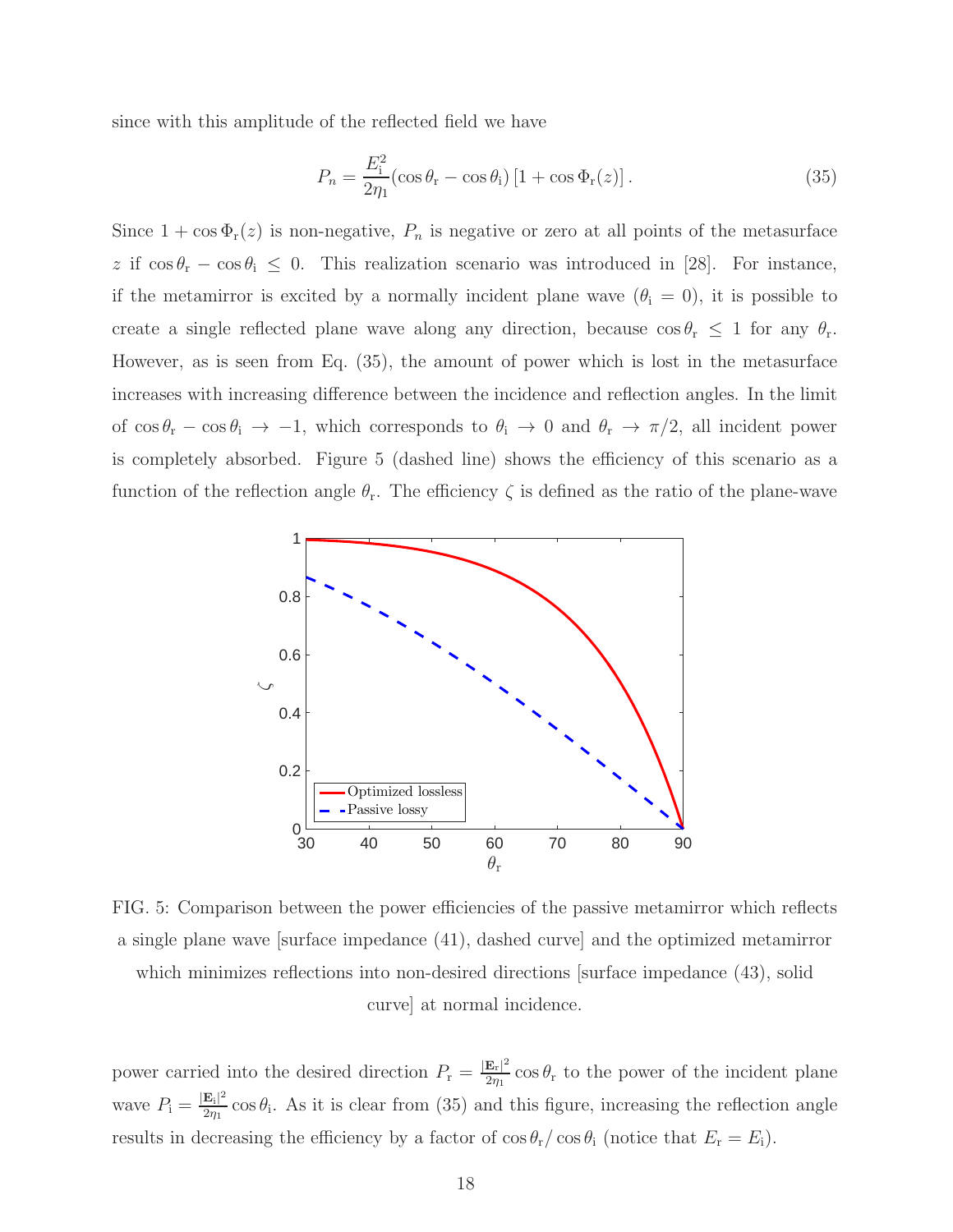since with this amplitude of the reflected field we have

$$P_n = \frac{E_{\rm i}^2}{2\eta_1}(\cos\theta_{\rm r} - \cos\theta_{\rm i})\left[1 + \cos\Phi_{\rm r}(z)\right]. \tag{35}$$

Since $1 + \cos\Phi_{\rm r}(z)$ is non-negative, $P_n$ is negative or zero at all points of the metasurface $z$ if $\cos\theta_{\rm r} - \cos\theta_{\rm i} \leq 0$. This realization scenario was introduced in [28]. For instance, if the metamirror is excited by a normally incident plane wave ($\theta_{\rm i} = 0$), it is possible to create a single reflected plane wave along any direction, because $\cos\theta_{\rm r} \leq 1$ for any $\theta_{\rm r}$. However, as is seen from Eq. (35), the amount of power which is lost in the metasurface increases with increasing difference between the incidence and reflection angles. In the limit of $\cos\theta_{\rm r} - \cos\theta_{\rm i} \to -1$, which corresponds to $\theta_{\rm i} \to 0$ and $\theta_{\rm r} \to \pi/2$, all incident power is completely absorbed. Figure 5 (dashed line) shows the efficiency of this scenario as a function of the reflection angle $\theta_{\rm r}$. The efficiency $\zeta$ is defined as the ratio of the plane-wave

FIG. 5: Comparison between the power efficiencies of the passive metamirror which reflects a single plane wave [surface impedance (41), dashed curve] and the optimized metamirror which minimizes reflections into non-desired directions [surface impedance (43), solid curve] at normal incidence.

power carried into the desired direction $P_{\rm r} = \frac{|\mathbf{E}_{\rm r}|^2}{2\eta_1}\cos\theta_{\rm r}$ to the power of the incident plane wave $P_{\rm i} = \frac{|\mathbf{E}_{\rm i}|^2}{2\eta_1}\cos\theta_{\rm i}$. As it is clear from (35) and this figure, increasing the reflection angle results in decreasing the efficiency by a factor of $\cos\theta_{\rm r}/\cos\theta_{\rm i}$ (notice that $E_{\rm r} = E_{\rm i}$).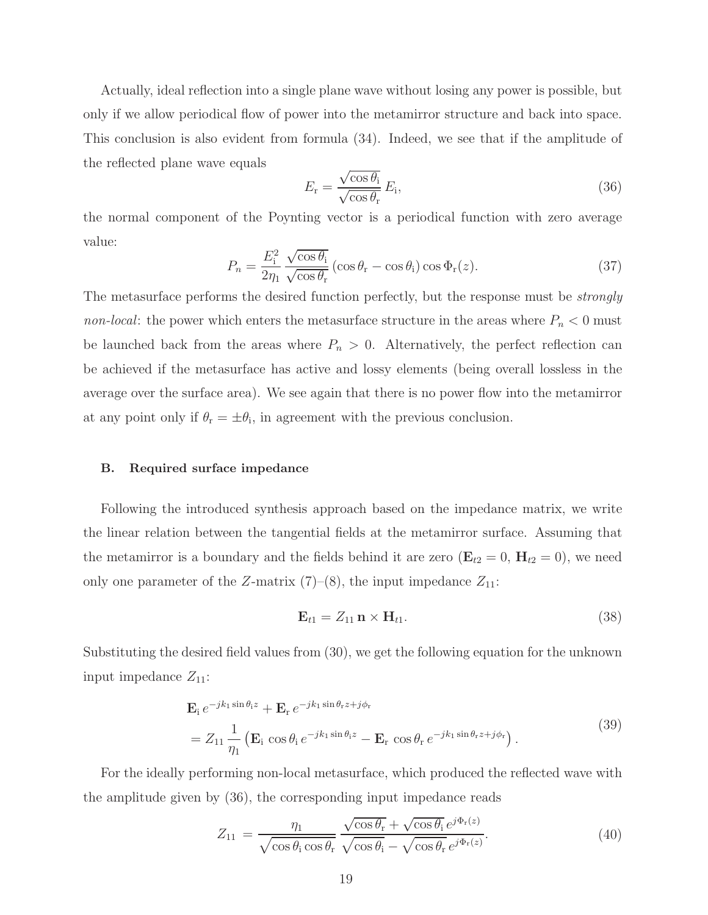Actually, ideal reflection into a single plane wave without losing any power is possible, but only if we allow periodical flow of power into the metamirror structure and back into space. This conclusion is also evident from formula (34). Indeed, we see that if the amplitude of the reflected plane wave equals

$$E_{\rm r} = \frac{\sqrt{\cos\theta_{\rm i}}}{\sqrt{\cos\theta_{\rm r}}}\, E_{\rm i}, \tag{36}$$

the normal component of the Poynting vector is a periodical function with zero average value:

$$P_n = \frac{E_{\rm i}^2}{2\eta_1}\,\frac{\sqrt{\cos\theta_{\rm i}}}{\sqrt{\cos\theta_{\rm r}}}\,(\cos\theta_{\rm r} - \cos\theta_{\rm i})\cos\Phi_{\rm r}(z). \tag{37}$$

The metasurface performs the desired function perfectly, but the response must be *strongly non-local*: the power which enters the metasurface structure in the areas where $P_n < 0$ must be launched back from the areas where $P_n > 0$. Alternatively, the perfect reflection can be achieved if the metasurface has active and lossy elements (being overall lossless in the average over the surface area). We see again that there is no power flow into the metamirror at any point only if $\theta_{\rm r} = \pm\theta_{\rm i}$, in agreement with the previous conclusion.

### B. Required surface impedance

Following the introduced synthesis approach based on the impedance matrix, we write the linear relation between the tangential fields at the metamirror surface. Assuming that the metamirror is a boundary and the fields behind it are zero ($\mathbf{E}_{t2} = 0$, $\mathbf{H}_{t2} = 0$), we need only one parameter of the $Z$-matrix (7)–(8), the input impedance $Z_{11}$:

$$\mathbf{E}_{t1} = Z_{11}\,\mathbf{n}\times\mathbf{H}_{t1}. \tag{38}$$

Substituting the desired field values from (30), we get the following equation for the unknown input impedance $Z_{11}$:

$$\begin{aligned}&\mathbf{E}_{\rm i}\, e^{-jk_1\sin\theta_{\rm i} z} + \mathbf{E}_{\rm r}\, e^{-jk_1\sin\theta_{\rm r} z + j\phi_{\rm r}} \\ &= Z_{11}\,\frac{1}{\eta_1}\left(\mathbf{E}_{\rm i}\,\cos\theta_{\rm i}\, e^{-jk_1\sin\theta_{\rm i} z} - \mathbf{E}_{\rm r}\,\cos\theta_{\rm r}\, e^{-jk_1\sin\theta_{\rm r} z + j\phi_{\rm r}}\right).\end{aligned} \tag{39}$$

For the ideally performing non-local metasurface, which produced the reflected wave with the amplitude given by (36), the corresponding input impedance reads

$$Z_{11} = \frac{\eta_1}{\sqrt{\cos\theta_{\rm i}\cos\theta_{\rm r}}}\,\frac{\sqrt{\cos\theta_{\rm r}} + \sqrt{\cos\theta_{\rm i}}\, e^{j\Phi_{\rm r}(z)}}{\sqrt{\cos\theta_{\rm i}} - \sqrt{\cos\theta_{\rm r}}\, e^{j\Phi_{\rm r}(z)}}. \tag{40}$$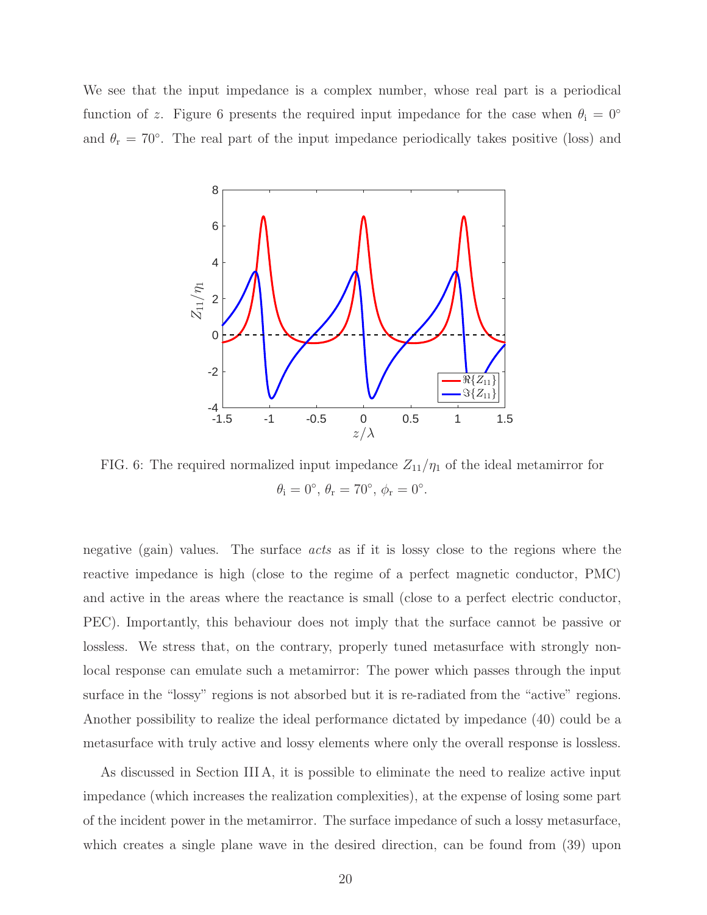We see that the input impedance is a complex number, whose real part is a periodical function of $z$. Figure 6 presents the required input impedance for the case when $\theta_\mathrm{i} = 0^\circ$ and $\theta_\mathrm{r} = 70^\circ$. The real part of the input impedance periodically takes positive (loss) and

FIG. 6: The required normalized input impedance $Z_{11}/\eta_1$ of the ideal metamirror for $\theta_\mathrm{i} = 0^\circ$, $\theta_\mathrm{r} = 70^\circ$, $\phi_\mathrm{r} = 0^\circ$.

negative (gain) values. The surface *acts* as if it is lossy close to the regions where the reactive impedance is high (close to the regime of a perfect magnetic conductor, PMC) and active in the areas where the reactance is small (close to a perfect electric conductor, PEC). Importantly, this behaviour does not imply that the surface cannot be passive or lossless. We stress that, on the contrary, properly tuned metasurface with strongly non-local response can emulate such a metamirror: The power which passes through the input surface in the "lossy" regions is not absorbed but it is re-radiated from the "active" regions. Another possibility to realize the ideal performance dictated by impedance (40) could be a metasurface with truly active and lossy elements where only the overall response is lossless.

As discussed in Section III A, it is possible to eliminate the need to realize active input impedance (which increases the realization complexities), at the expense of losing some part of the incident power in the metamirror. The surface impedance of such a lossy metasurface, which creates a single plane wave in the desired direction, can be found from (39) upon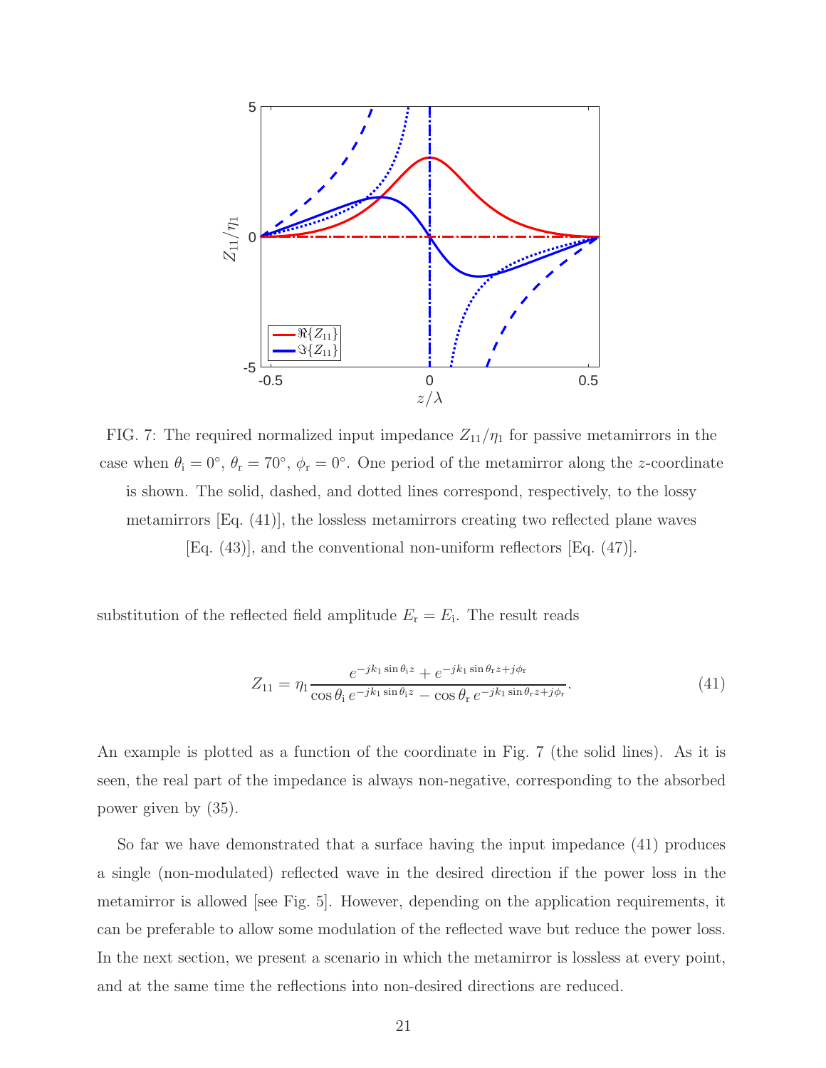FIG. 7: The required normalized input impedance $Z_{11}/\eta_1$ for passive metamirrors in the case when $\theta_\mathrm{i} = 0^\circ$, $\theta_\mathrm{r} = 70^\circ$, $\phi_\mathrm{r} = 0^\circ$. One period of the metamirror along the $z$-coordinate is shown. The solid, dashed, and dotted lines correspond, respectively, to the lossy metamirrors [Eq. (41)], the lossless metamirrors creating two reflected plane waves [Eq. (43)], and the conventional non-uniform reflectors [Eq. (47)].

substitution of the reflected field amplitude $E_\mathrm{r} = E_\mathrm{i}$. The result reads

$$Z_{11} = \eta_1 \frac{e^{-jk_1 \sin\theta_\mathrm{i} z} + e^{-jk_1 \sin\theta_\mathrm{r} z + j\phi_\mathrm{r}}}{\cos\theta_\mathrm{i}\, e^{-jk_1 \sin\theta_\mathrm{i} z} - \cos\theta_\mathrm{r}\, e^{-jk_1 \sin\theta_\mathrm{r} z + j\phi_\mathrm{r}}}. \tag{41}$$

An example is plotted as a function of the coordinate in Fig. 7 (the solid lines). As it is seen, the real part of the impedance is always non-negative, corresponding to the absorbed power given by (35).

So far we have demonstrated that a surface having the input impedance (41) produces a single (non-modulated) reflected wave in the desired direction if the power loss in the metamirror is allowed [see Fig. 5]. However, depending on the application requirements, it can be preferable to allow some modulation of the reflected wave but reduce the power loss. In the next section, we present a scenario in which the metamirror is lossless at every point, and at the same time the reflections into non-desired directions are reduced.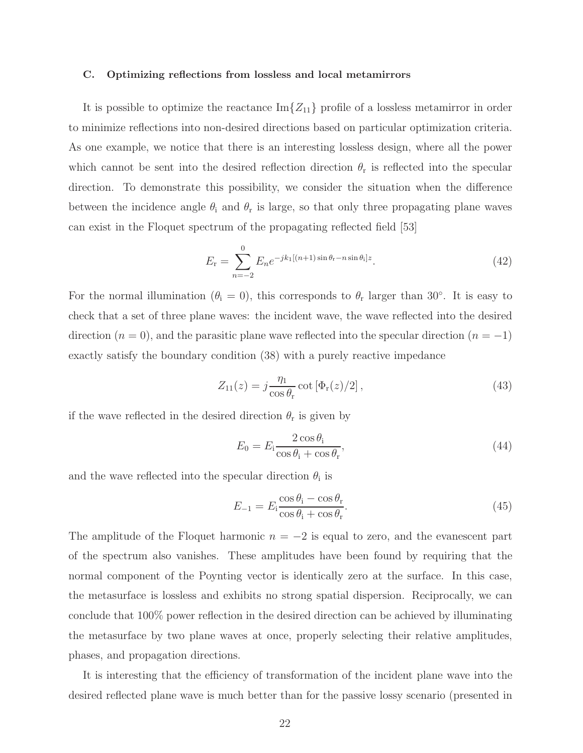### C. Optimizing reflections from lossless and local metamirrors

It is possible to optimize the reactance $\text{Im}\{Z_{11}\}$ profile of a lossless metamirror in order to minimize reflections into non-desired directions based on particular optimization criteria. As one example, we notice that there is an interesting lossless design, where all the power which cannot be sent into the desired reflection direction $\theta_\text{r}$ is reflected into the specular direction. To demonstrate this possibility, we consider the situation when the difference between the incidence angle $\theta_\text{i}$ and $\theta_\text{r}$ is large, so that only three propagating plane waves can exist in the Floquet spectrum of the propagating reflected field [53]

$$E_\text{r} = \sum_{n=-2}^{0} E_n e^{-jk_1[(n+1)\sin\theta_\text{r} - n\sin\theta_\text{i}]z}. \tag{42}$$

For the normal illumination ($\theta_\text{i} = 0$), this corresponds to $\theta_\text{r}$ larger than 30°. It is easy to check that a set of three plane waves: the incident wave, the wave reflected into the desired direction ($n = 0$), and the parasitic plane wave reflected into the specular direction ($n = -1$) exactly satisfy the boundary condition (38) with a purely reactive impedance

$$Z_{11}(z) = j\frac{\eta_1}{\cos\theta_\text{r}} \cot\left[\Phi_\text{r}(z)/2\right], \tag{43}$$

if the wave reflected in the desired direction $\theta_\text{r}$ is given by

$$E_0 = E_\text{i}\frac{2\cos\theta_\text{i}}{\cos\theta_\text{i} + \cos\theta_\text{r}}, \tag{44}$$

and the wave reflected into the specular direction $\theta_\text{i}$ is

$$E_{-1} = E_\text{i}\frac{\cos\theta_\text{i} - \cos\theta_\text{r}}{\cos\theta_\text{i} + \cos\theta_\text{r}}. \tag{45}$$

The amplitude of the Floquet harmonic $n = -2$ is equal to zero, and the evanescent part of the spectrum also vanishes. These amplitudes have been found by requiring that the normal component of the Poynting vector is identically zero at the surface. In this case, the metasurface is lossless and exhibits no strong spatial dispersion. Reciprocally, we can conclude that 100% power reflection in the desired direction can be achieved by illuminating the metasurface by two plane waves at once, properly selecting their relative amplitudes, phases, and propagation directions.

It is interesting that the efficiency of transformation of the incident plane wave into the desired reflected plane wave is much better than for the passive lossy scenario (presented in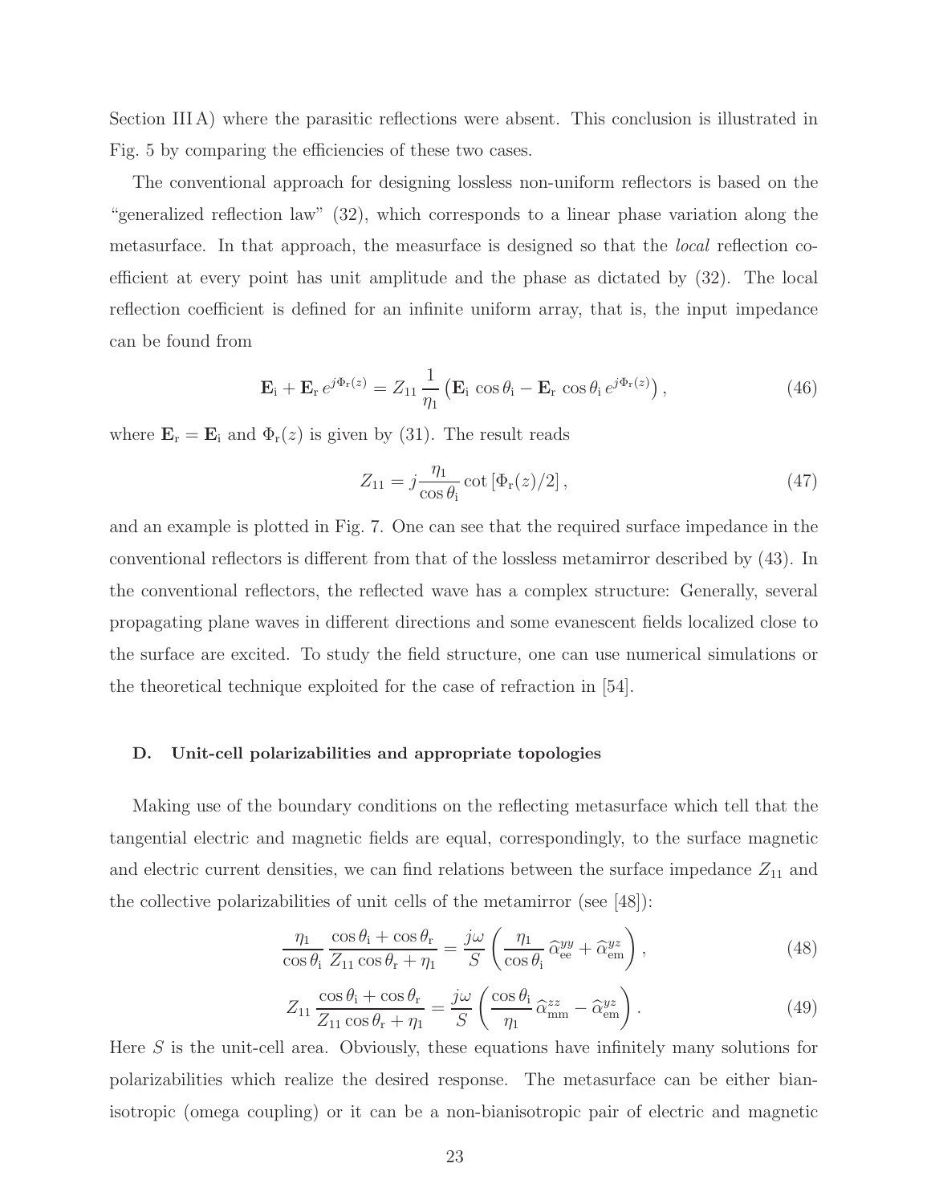Section III A) where the parasitic reflections were absent. This conclusion is illustrated in Fig. 5 by comparing the efficiencies of these two cases.

The conventional approach for designing lossless non-uniform reflectors is based on the "generalized reflection law" (32), which corresponds to a linear phase variation along the metasurface. In that approach, the measurface is designed so that the *local* reflection coefficient at every point has unit amplitude and the phase as dictated by (32). The local reflection coefficient is defined for an infinite uniform array, that is, the input impedance can be found from

$$\mathbf{E}_{\rm i} + \mathbf{E}_{\rm r}\, e^{j\Phi_{\rm r}(z)} = Z_{11}\, \frac{1}{\eta_1} \left( \mathbf{E}_{\rm i}\, \cos\theta_{\rm i} - \mathbf{E}_{\rm r}\, \cos\theta_{\rm i}\, e^{j\Phi_{\rm r}(z)} \right), \tag{46}$$

where $\mathbf{E}_{\rm r} = \mathbf{E}_{\rm i}$ and $\Phi_{\rm r}(z)$ is given by (31). The result reads

$$Z_{11} = j\frac{\eta_1}{\cos\theta_{\rm i}} \cot\left[\Phi_{\rm r}(z)/2\right], \tag{47}$$

and an example is plotted in Fig. 7. One can see that the required surface impedance in the conventional reflectors is different from that of the lossless metamirror described by (43). In the conventional reflectors, the reflected wave has a complex structure: Generally, several propagating plane waves in different directions and some evanescent fields localized close to the surface are excited. To study the field structure, one can use numerical simulations or the theoretical technique exploited for the case of refraction in [54].

### D. Unit-cell polarizabilities and appropriate topologies

Making use of the boundary conditions on the reflecting metasurface which tell that the tangential electric and magnetic fields are equal, correspondingly, to the surface magnetic and electric current densities, we can find relations between the surface impedance $Z_{11}$ and the collective polarizabilities of unit cells of the metamirror (see [48]):

$$\frac{\eta_1}{\cos\theta_{\rm i}}\, \frac{\cos\theta_{\rm i} + \cos\theta_{\rm r}}{Z_{11}\cos\theta_{\rm r} + \eta_1} = \frac{j\omega}{S}\left( \frac{\eta_1}{\cos\theta_{\rm i}}\, \widehat{\alpha}_{\rm ee}^{yy} + \widehat{\alpha}_{\rm em}^{yz} \right), \tag{48}$$

$$Z_{11}\, \frac{\cos\theta_{\rm i} + \cos\theta_{\rm r}}{Z_{11}\cos\theta_{\rm r} + \eta_1} = \frac{j\omega}{S}\left( \frac{\cos\theta_{\rm i}}{\eta_1}\, \widehat{\alpha}_{\rm mm}^{zz} - \widehat{\alpha}_{\rm em}^{yz} \right). \tag{49}$$

Here $S$ is the unit-cell area. Obviously, these equations have infinitely many solutions for polarizabilities which realize the desired response. The metasurface can be either bianisotropic (omega coupling) or it can be a non-bianisotropic pair of electric and magnetic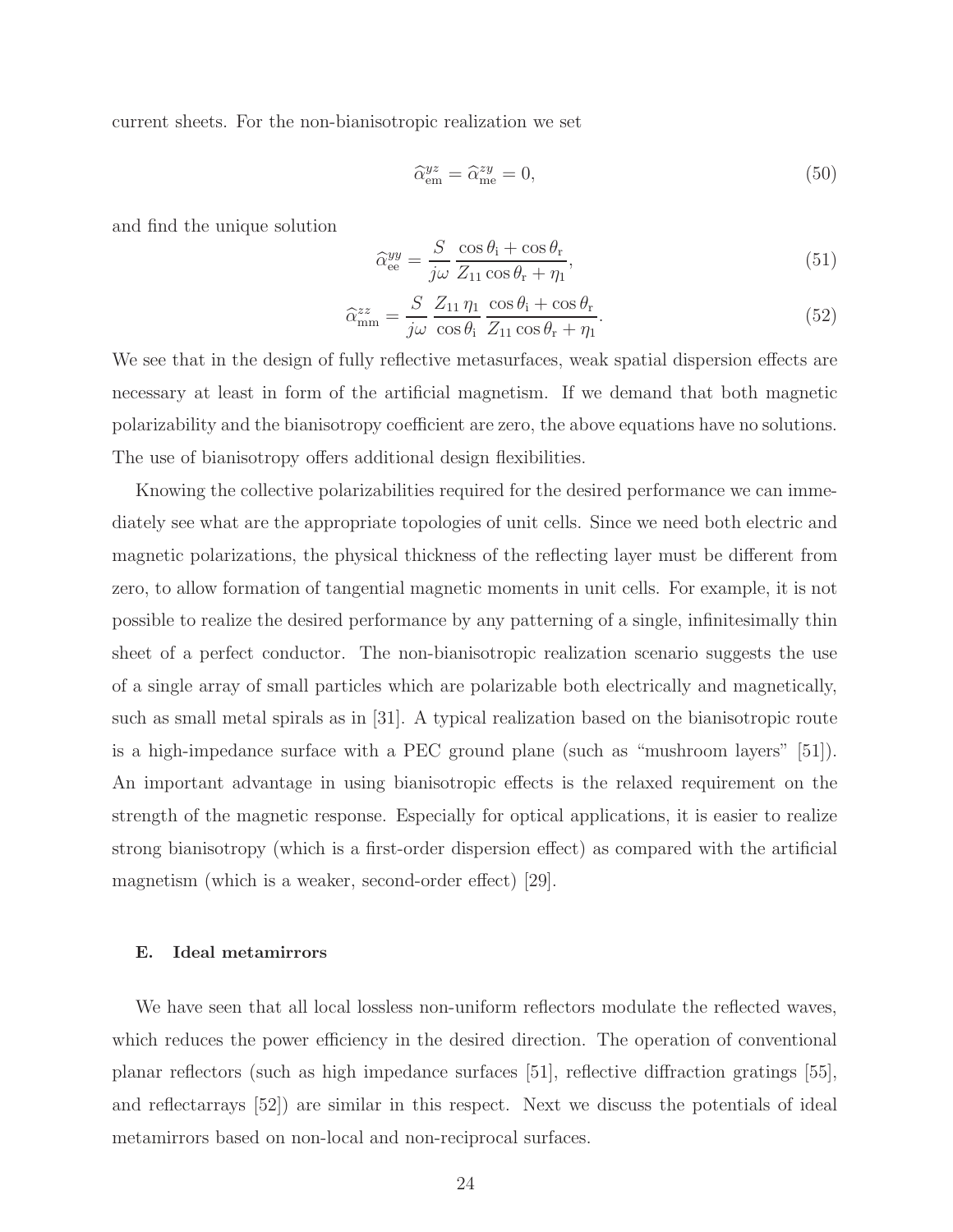current sheets. For the non-bianisotropic realization we set

$$\widehat{\alpha}_{\rm em}^{yz} = \widehat{\alpha}_{\rm me}^{zy} = 0, \tag{50}$$

and find the unique solution

$$\widehat{\alpha}_{\rm ee}^{yy} = \frac{S}{j\omega}\,\frac{\cos\theta_{\rm i} + \cos\theta_{\rm r}}{Z_{11}\cos\theta_{\rm r} + \eta_1}, \tag{51}$$

$$\widehat{\alpha}_{\rm mm}^{zz} = \frac{S}{j\omega}\,\frac{Z_{11}\,\eta_1}{\cos\theta_{\rm i}}\,\frac{\cos\theta_{\rm i} + \cos\theta_{\rm r}}{Z_{11}\cos\theta_{\rm r} + \eta_1}. \tag{52}$$

We see that in the design of fully reflective metasurfaces, weak spatial dispersion effects are necessary at least in form of the artificial magnetism. If we demand that both magnetic polarizability and the bianisotropy coefficient are zero, the above equations have no solutions. The use of bianisotropy offers additional design flexibilities.

Knowing the collective polarizabilities required for the desired performance we can immediately see what are the appropriate topologies of unit cells. Since we need both electric and magnetic polarizations, the physical thickness of the reflecting layer must be different from zero, to allow formation of tangential magnetic moments in unit cells. For example, it is not possible to realize the desired performance by any patterning of a single, infinitesimally thin sheet of a perfect conductor. The non-bianisotropic realization scenario suggests the use of a single array of small particles which are polarizable both electrically and magnetically, such as small metal spirals as in [31]. A typical realization based on the bianisotropic route is a high-impedance surface with a PEC ground plane (such as "mushroom layers" [51]). An important advantage in using bianisotropic effects is the relaxed requirement on the strength of the magnetic response. Especially for optical applications, it is easier to realize strong bianisotropy (which is a first-order dispersion effect) as compared with the artificial magnetism (which is a weaker, second-order effect) [29].

### E. Ideal metamirrors

We have seen that all local lossless non-uniform reflectors modulate the reflected waves, which reduces the power efficiency in the desired direction. The operation of conventional planar reflectors (such as high impedance surfaces [51], reflective diffraction gratings [55], and reflectarrays [52]) are similar in this respect. Next we discuss the potentials of ideal metamirrors based on non-local and non-reciprocal surfaces.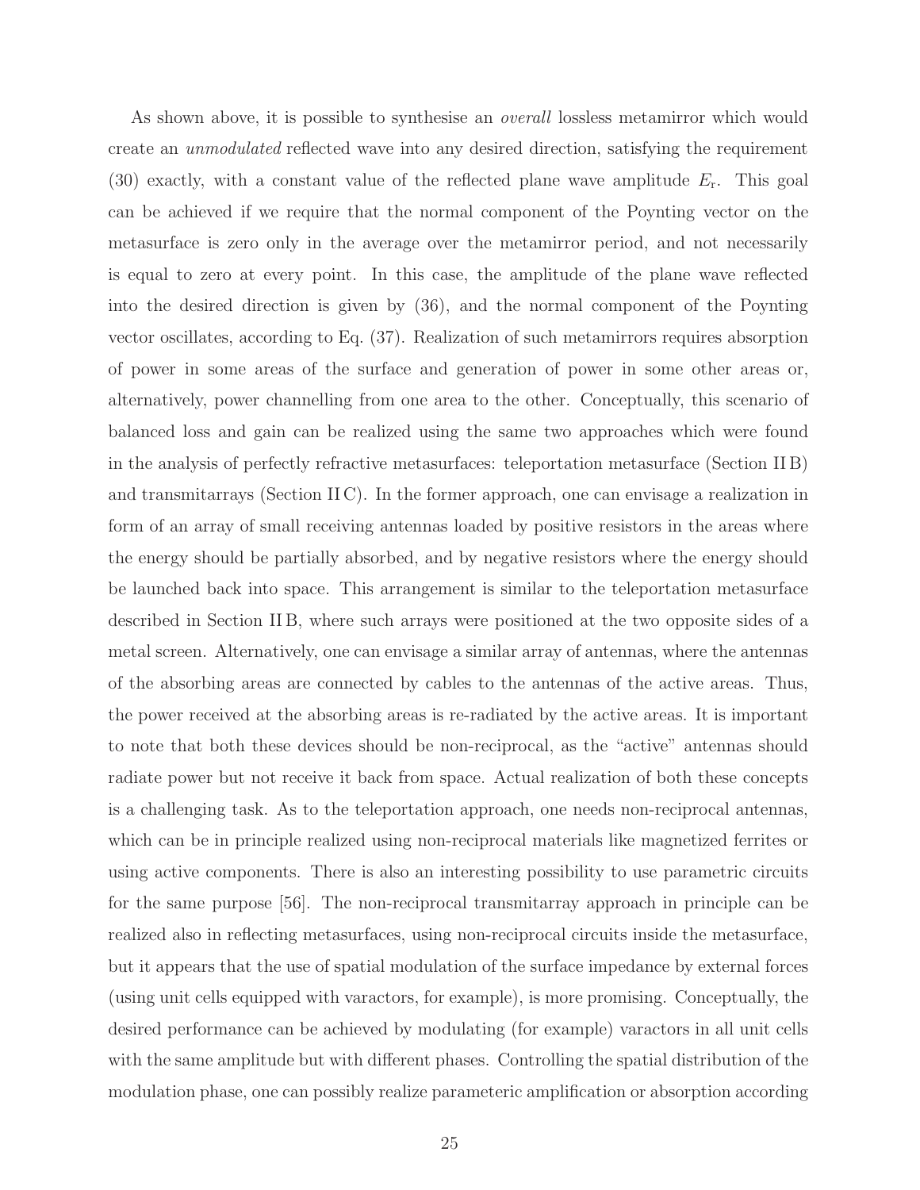As shown above, it is possible to synthesise an *overall* lossless metamirror which would create an *unmodulated* reflected wave into any desired direction, satisfying the requirement (30) exactly, with a constant value of the reflected plane wave amplitude $E_\mathrm{r}$. This goal can be achieved if we require that the normal component of the Poynting vector on the metasurface is zero only in the average over the metamirror period, and not necessarily is equal to zero at every point. In this case, the amplitude of the plane wave reflected into the desired direction is given by (36), and the normal component of the Poynting vector oscillates, according to Eq. (37). Realization of such metamirrors requires absorption of power in some areas of the surface and generation of power in some other areas or, alternatively, power channelling from one area to the other. Conceptually, this scenario of balanced loss and gain can be realized using the same two approaches which were found in the analysis of perfectly refractive metasurfaces: teleportation metasurface (Section II B) and transmitarrays (Section II C). In the former approach, one can envisage a realization in form of an array of small receiving antennas loaded by positive resistors in the areas where the energy should be partially absorbed, and by negative resistors where the energy should be launched back into space. This arrangement is similar to the teleportation metasurface described in Section II B, where such arrays were positioned at the two opposite sides of a metal screen. Alternatively, one can envisage a similar array of antennas, where the antennas of the absorbing areas are connected by cables to the antennas of the active areas. Thus, the power received at the absorbing areas is re-radiated by the active areas. It is important to note that both these devices should be non-reciprocal, as the "active" antennas should radiate power but not receive it back from space. Actual realization of both these concepts is a challenging task. As to the teleportation approach, one needs non-reciprocal antennas, which can be in principle realized using non-reciprocal materials like magnetized ferrites or using active components. There is also an interesting possibility to use parametric circuits for the same purpose [56]. The non-reciprocal transmitarray approach in principle can be realized also in reflecting metasurfaces, using non-reciprocal circuits inside the metasurface, but it appears that the use of spatial modulation of the surface impedance by external forces (using unit cells equipped with varactors, for example), is more promising. Conceptually, the desired performance can be achieved by modulating (for example) varactors in all unit cells with the same amplitude but with different phases. Controlling the spatial distribution of the modulation phase, one can possibly realize parameteric amplification or absorption according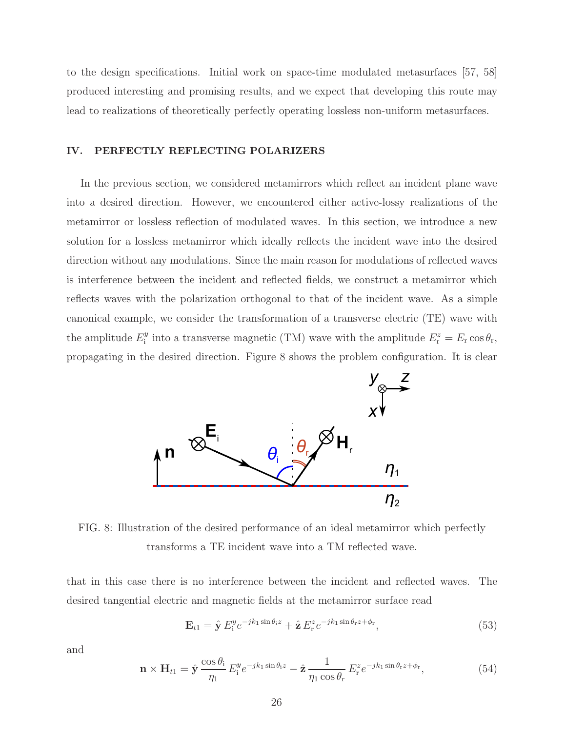to the design specifications. Initial work on space-time modulated metasurfaces [57, 58] produced interesting and promising results, and we expect that developing this route may lead to realizations of theoretically perfectly operating lossless non-uniform metasurfaces.

## IV. PERFECTLY REFLECTING POLARIZERS

In the previous section, we considered metamirrors which reflect an incident plane wave into a desired direction. However, we encountered either active-lossy realizations of the metamirror or lossless reflection of modulated waves. In this section, we introduce a new solution for a lossless metamirror which ideally reflects the incident wave into the desired direction without any modulations. Since the main reason for modulations of reflected waves is interference between the incident and reflected fields, we construct a metamirror which reflects waves with the polarization orthogonal to that of the incident wave. As a simple canonical example, we consider the transformation of a transverse electric (TE) wave with the amplitude $E_{\rm i}^y$ into a transverse magnetic (TM) wave with the amplitude $E_{\rm r}^z = E_{\rm r}\cos\theta_{\rm r}$, propagating in the desired direction. Figure 8 shows the problem configuration. It is clear

FIG. 8: Illustration of the desired performance of an ideal metamirror which perfectly transforms a TE incident wave into a TM reflected wave.

that in this case there is no interference between the incident and reflected waves. The desired tangential electric and magnetic fields at the metamirror surface read

$$\mathbf{E}_{t1} = \hat{\mathbf{y}}\, E_{\rm i}^y e^{-jk_1\sin\theta_{\rm i} z} + \hat{\mathbf{z}}\, E_{\rm r}^z e^{-jk_1\sin\theta_{\rm r} z+\phi_{\rm r}}, \tag{53}$$

and

$$\mathbf{n}\times\mathbf{H}_{t1} = \hat{\mathbf{y}}\,\frac{\cos\theta_{\rm i}}{\eta_1}\, E_{\rm i}^y e^{-jk_1\sin\theta_{\rm i} z} - \hat{\mathbf{z}}\,\frac{1}{\eta_1\cos\theta_{\rm r}}\, E_{\rm r}^z e^{-jk_1\sin\theta_{\rm r} z+\phi_{\rm r}}, \tag{54}$$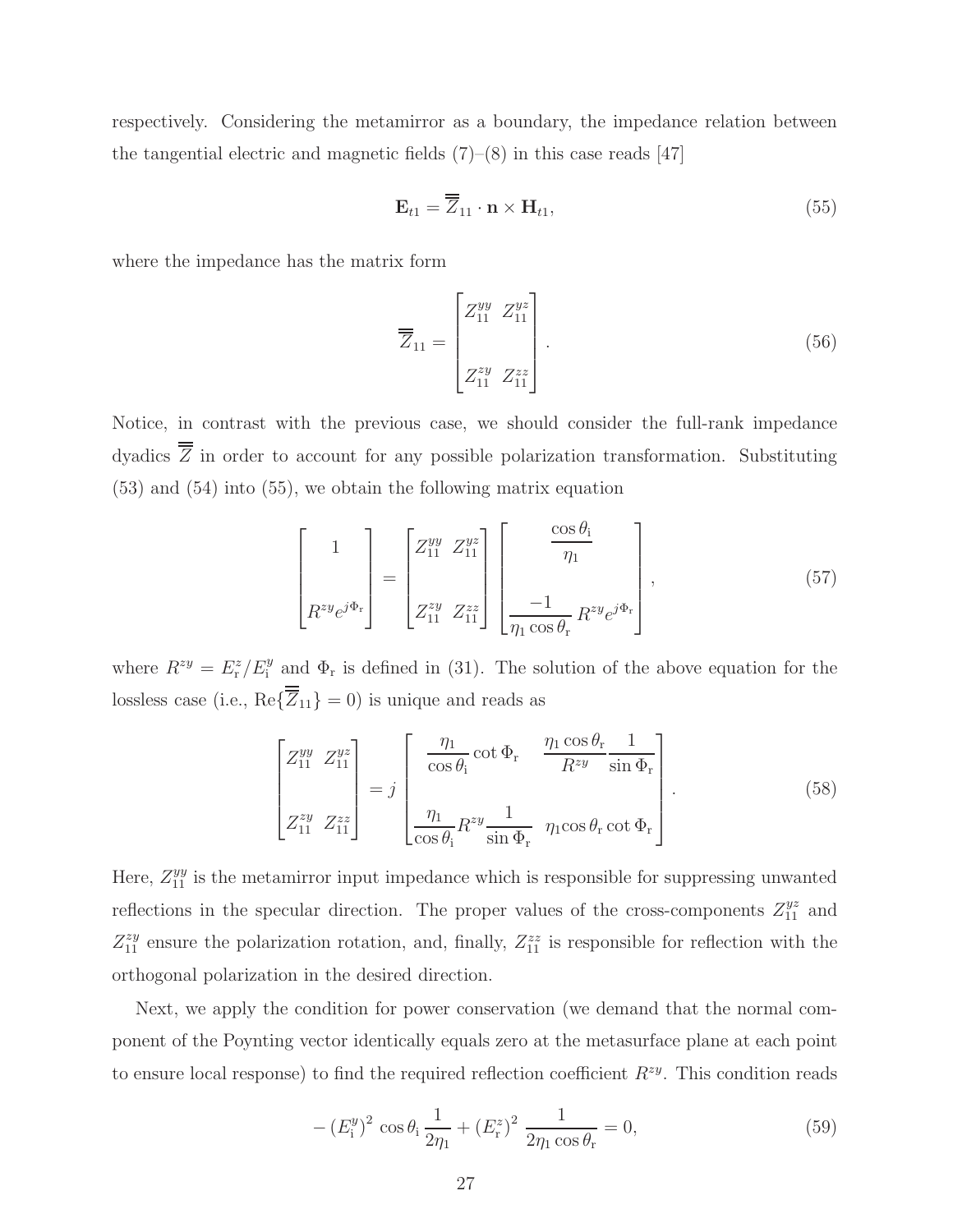respectively. Considering the metamirror as a boundary, the impedance relation between the tangential electric and magnetic fields (7)–(8) in this case reads [47]

$$\mathbf{E}_{t1} = \overline{\overline{Z}}_{11} \cdot \mathbf{n} \times \mathbf{H}_{t1}, \tag{55}$$

where the impedance has the matrix form

$$\overline{\overline{Z}}_{11} = \begin{bmatrix} Z_{11}^{yy} & Z_{11}^{yz} \\ \\ Z_{11}^{zy} & Z_{11}^{zz} \end{bmatrix}. \tag{56}$$

Notice, in contrast with the previous case, we should consider the full-rank impedance dyadics $\overline{\overline{Z}}$ in order to account for any possible polarization transformation. Substituting (53) and (54) into (55), we obtain the following matrix equation

$$\begin{bmatrix} 1 \\ \\ R^{zy} e^{j\Phi_{\rm r}} \end{bmatrix} = \begin{bmatrix} Z_{11}^{yy} & Z_{11}^{yz} \\ \\ Z_{11}^{zy} & Z_{11}^{zz} \end{bmatrix} \begin{bmatrix} \dfrac{\cos\theta_{\rm i}}{\eta_1} \\ \\ \dfrac{-1}{\eta_1 \cos\theta_{\rm r}} R^{zy} e^{j\Phi_{\rm r}} \end{bmatrix}, \tag{57}$$

where $R^{zy} = E_{\rm r}^z / E_{\rm i}^y$ and $\Phi_{\rm r}$ is defined in (31). The solution of the above equation for the lossless case (i.e., $\mathrm{Re}\{\overline{\overline{Z}}_{11}\} = 0$) is unique and reads as

$$\begin{bmatrix} Z_{11}^{yy} & Z_{11}^{yz} \\ \\ Z_{11}^{zy} & Z_{11}^{zz} \end{bmatrix} = j \begin{bmatrix} \dfrac{\eta_1}{\cos\theta_{\rm i}} \cot\Phi_{\rm r} & \dfrac{\eta_1 \cos\theta_{\rm r}}{R^{zy}} \dfrac{1}{\sin\Phi_{\rm r}} \\ \\ \dfrac{\eta_1}{\cos\theta_{\rm i}} R^{zy} \dfrac{1}{\sin\Phi_{\rm r}} & \eta_1 \cos\theta_{\rm r} \cot\Phi_{\rm r} \end{bmatrix}. \tag{58}$$

Here, $Z_{11}^{yy}$ is the metamirror input impedance which is responsible for suppressing unwanted reflections in the specular direction. The proper values of the cross-components $Z_{11}^{yz}$ and $Z_{11}^{zy}$ ensure the polarization rotation, and, finally, $Z_{11}^{zz}$ is responsible for reflection with the orthogonal polarization in the desired direction.

Next, we apply the condition for power conservation (we demand that the normal component of the Poynting vector identically equals zero at the metasurface plane at each point to ensure local response) to find the required reflection coefficient $R^{zy}$. This condition reads

$$-\left(E_{\rm i}^y\right)^2 \cos\theta_{\rm i} \frac{1}{2\eta_1} + \left(E_{\rm r}^z\right)^2 \frac{1}{2\eta_1 \cos\theta_{\rm r}} = 0, \tag{59}$$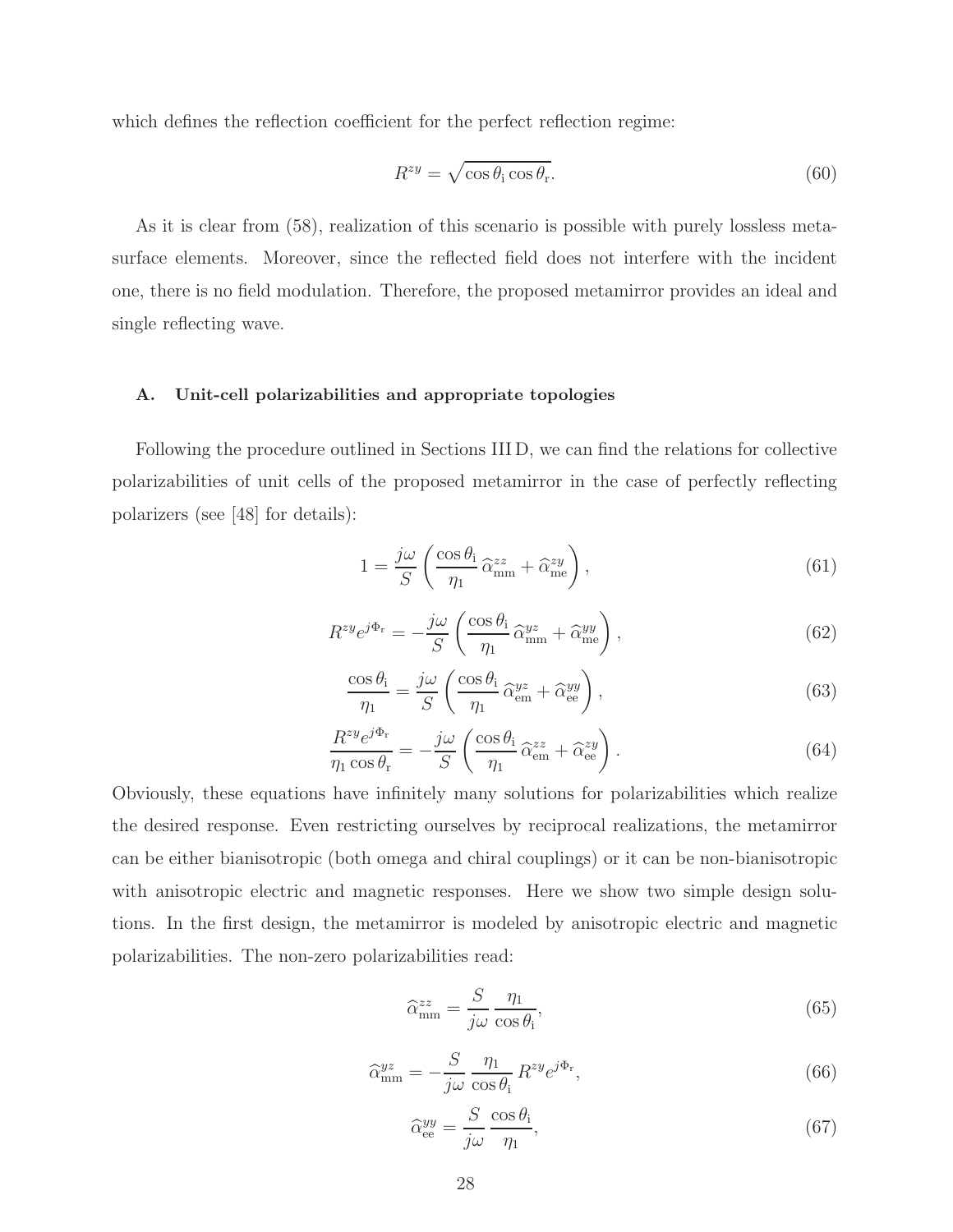which defines the reflection coefficient for the perfect reflection regime:

$$R^{zy} = \sqrt{\cos\theta_{\rm i}\cos\theta_{\rm r}}. \tag{60}$$

As it is clear from (58), realization of this scenario is possible with purely lossless metasurface elements. Moreover, since the reflected field does not interfere with the incident one, there is no field modulation. Therefore, the proposed metamirror provides an ideal and single reflecting wave.

### A. Unit-cell polarizabilities and appropriate topologies

Following the procedure outlined in Sections III D, we can find the relations for collective polarizabilities of unit cells of the proposed metamirror in the case of perfectly reflecting polarizers (see [48] for details):

$$1 = \frac{j\omega}{S}\left(\frac{\cos\theta_{\rm i}}{\eta_1}\,\widehat{\alpha}_{\rm mm}^{zz} + \widehat{\alpha}_{\rm me}^{zy}\right), \tag{61}$$

$$R^{zy}e^{j\Phi_{\rm r}} = -\frac{j\omega}{S}\left(\frac{\cos\theta_{\rm i}}{\eta_1}\,\widehat{\alpha}_{\rm mm}^{yz} + \widehat{\alpha}_{\rm me}^{yy}\right), \tag{62}$$

$$\frac{\cos\theta_{\rm i}}{\eta_1} = \frac{j\omega}{S}\left(\frac{\cos\theta_{\rm i}}{\eta_1}\,\widehat{\alpha}_{\rm em}^{yz} + \widehat{\alpha}_{\rm ee}^{yy}\right), \tag{63}$$

$$\frac{R^{zy}e^{j\Phi_{\rm r}}}{\eta_1\cos\theta_{\rm r}} = -\frac{j\omega}{S}\left(\frac{\cos\theta_{\rm i}}{\eta_1}\,\widehat{\alpha}_{\rm em}^{zz} + \widehat{\alpha}_{\rm ee}^{zy}\right). \tag{64}$$

Obviously, these equations have infinitely many solutions for polarizabilities which realize the desired response. Even restricting ourselves by reciprocal realizations, the metamirror can be either bianisotropic (both omega and chiral couplings) or it can be non-bianisotropic with anisotropic electric and magnetic responses. Here we show two simple design solutions. In the first design, the metamirror is modeled by anisotropic electric and magnetic polarizabilities. The non-zero polarizabilities read:

$$\widehat{\alpha}_{\rm mm}^{zz} = \frac{S}{j\omega}\,\frac{\eta_1}{\cos\theta_{\rm i}}, \tag{65}$$

$$\widehat{\alpha}_{\rm mm}^{yz} = -\frac{S}{j\omega}\,\frac{\eta_1}{\cos\theta_{\rm i}}\,R^{zy}e^{j\Phi_{\rm r}}, \tag{66}$$

$$\widehat{\alpha}_{\rm ee}^{yy} = \frac{S}{j\omega}\,\frac{\cos\theta_{\rm i}}{\eta_1}, \tag{67}$$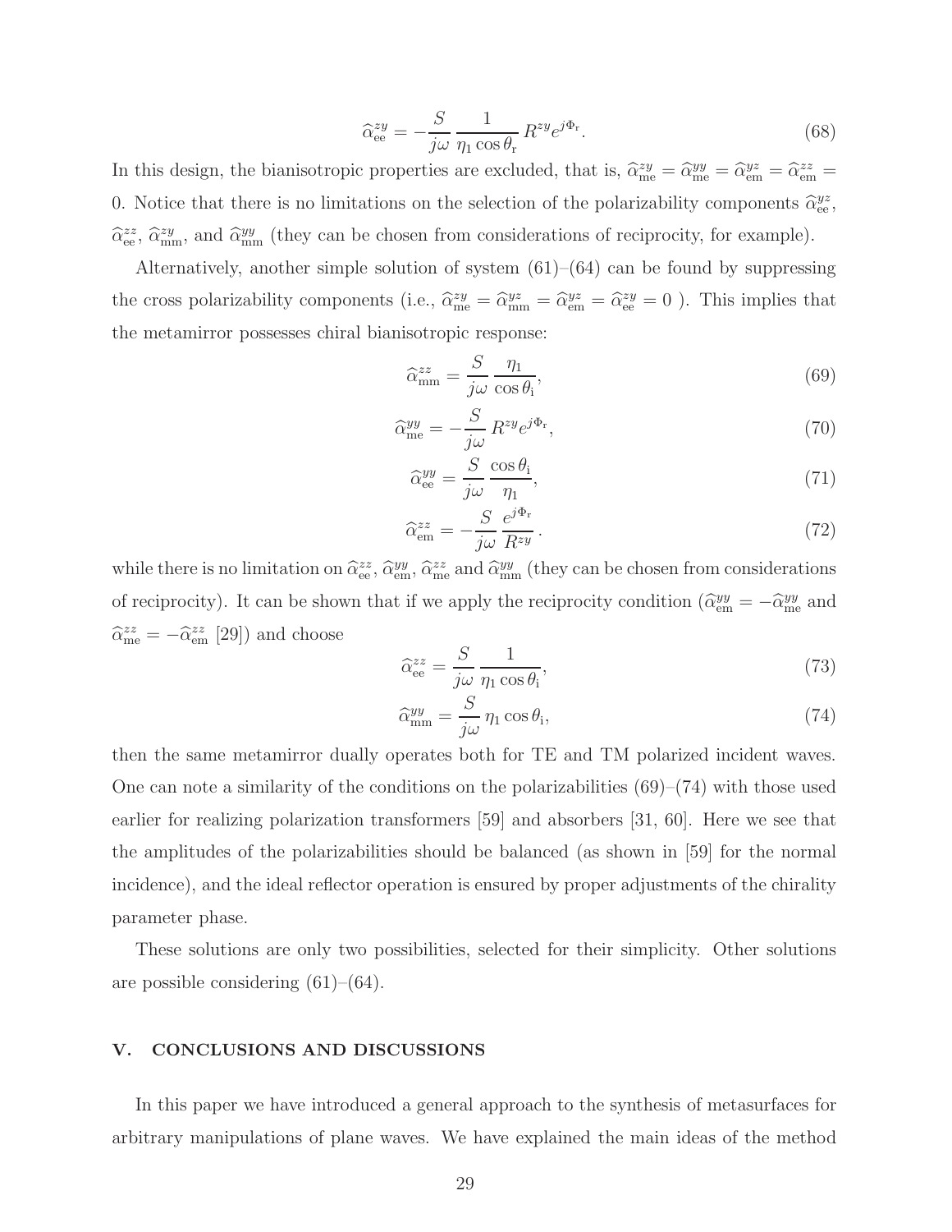$$\widehat{\alpha}_{\rm ee}^{zy} = -\frac{S}{j\omega}\,\frac{1}{\eta_1\cos\theta_{\rm r}}\,R^{zy}e^{j\Phi_{\rm r}}. \tag{68}$$

In this design, the bianisotropic properties are excluded, that is, $\widehat{\alpha}_{\rm me}^{zy} = \widehat{\alpha}_{\rm me}^{yy} = \widehat{\alpha}_{\rm em}^{yz} = \widehat{\alpha}_{\rm em}^{zz} = 0$. Notice that there is no limitations on the selection of the polarizability components $\widehat{\alpha}_{\rm ee}^{yz}$, $\widehat{\alpha}_{\rm ee}^{zz}$, $\widehat{\alpha}_{\rm mm}^{zy}$, and $\widehat{\alpha}_{\rm mm}^{yy}$ (they can be chosen from considerations of reciprocity, for example).

Alternatively, another simple solution of system (61)–(64) can be found by suppressing the cross polarizability components (i.e., $\widehat{\alpha}_{\rm me}^{zy} = \widehat{\alpha}_{\rm mm}^{yz} = \widehat{\alpha}_{\rm em}^{yz} = \widehat{\alpha}_{\rm ee}^{zy} = 0$ ). This implies that the metamirror possesses chiral bianisotropic response:

$$\widehat{\alpha}_{\rm mm}^{zz} = \frac{S}{j\omega}\,\frac{\eta_1}{\cos\theta_{\rm i}}, \tag{69}$$

$$\widehat{\alpha}_{\rm me}^{yy} = -\frac{S}{j\omega}\,R^{zy}e^{j\Phi_{\rm r}}, \tag{70}$$

$$\widehat{\alpha}_{\rm ee}^{yy} = \frac{S}{j\omega}\,\frac{\cos\theta_{\rm i}}{\eta_1}, \tag{71}$$

$$\widehat{\alpha}_{\rm em}^{zz} = -\frac{S}{j\omega}\,\frac{e^{j\Phi_{\rm r}}}{R^{zy}}. \tag{72}$$

while there is no limitation on $\widehat{\alpha}_{\rm ee}^{zz}$, $\widehat{\alpha}_{\rm em}^{yy}$, $\widehat{\alpha}_{\rm me}^{zz}$ and $\widehat{\alpha}_{\rm mm}^{yy}$ (they can be chosen from considerations of reciprocity). It can be shown that if we apply the reciprocity condition ($\widehat{\alpha}_{\rm em}^{yy} = -\widehat{\alpha}_{\rm me}^{yy}$ and $\widehat{\alpha}_{\rm me}^{zz} = -\widehat{\alpha}_{\rm em}^{zz}$ [29]) and choose

$$\widehat{\alpha}_{\rm ee}^{zz} = \frac{S}{j\omega}\,\frac{1}{\eta_1\cos\theta_{\rm i}}, \tag{73}$$

$$\widehat{\alpha}_{\rm mm}^{yy} = \frac{S}{j\omega}\,\eta_1\cos\theta_{\rm i}, \tag{74}$$

then the same metamirror dually operates both for TE and TM polarized incident waves. One can note a similarity of the conditions on the polarizabilities (69)–(74) with those used earlier for realizing polarization transformers [59] and absorbers [31, 60]. Here we see that the amplitudes of the polarizabilities should be balanced (as shown in [59] for the normal incidence), and the ideal reflector operation is ensured by proper adjustments of the chirality parameter phase.

These solutions are only two possibilities, selected for their simplicity. Other solutions are possible considering (61)–(64).

## V. CONCLUSIONS AND DISCUSSIONS

In this paper we have introduced a general approach to the synthesis of metasurfaces for arbitrary manipulations of plane waves. We have explained the main ideas of the method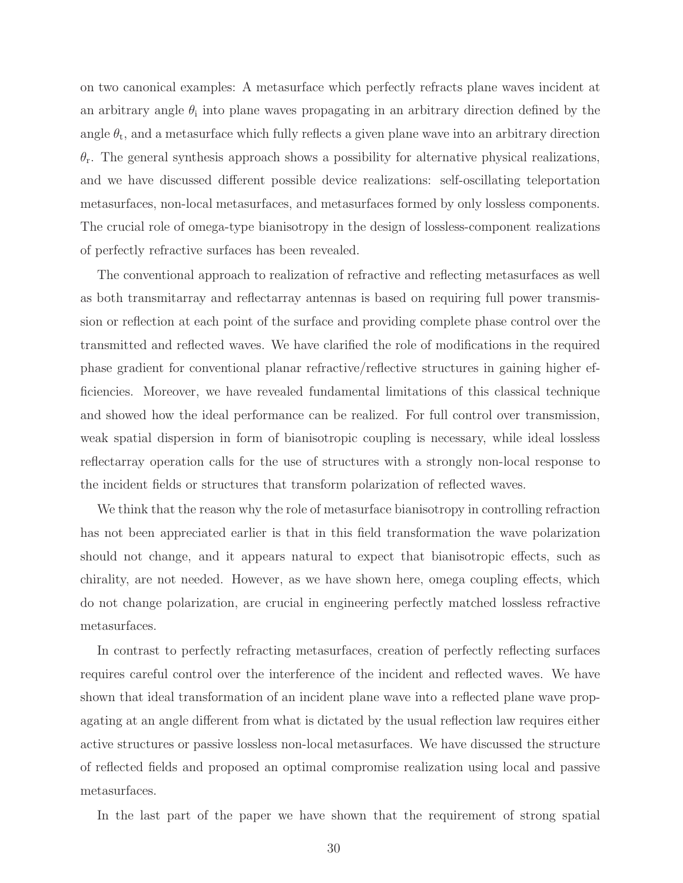on two canonical examples: A metasurface which perfectly refracts plane waves incident at an arbitrary angle $\theta_{\rm i}$ into plane waves propagating in an arbitrary direction defined by the angle $\theta_{\rm t}$, and a metasurface which fully reflects a given plane wave into an arbitrary direction $\theta_{\rm r}$. The general synthesis approach shows a possibility for alternative physical realizations, and we have discussed different possible device realizations: self-oscillating teleportation metasurfaces, non-local metasurfaces, and metasurfaces formed by only lossless components. The crucial role of omega-type bianisotropy in the design of lossless-component realizations of perfectly refractive surfaces has been revealed.

The conventional approach to realization of refractive and reflecting metasurfaces as well as both transmitarray and reflectarray antennas is based on requiring full power transmission or reflection at each point of the surface and providing complete phase control over the transmitted and reflected waves. We have clarified the role of modifications in the required phase gradient for conventional planar refractive/reflective structures in gaining higher efficiencies. Moreover, we have revealed fundamental limitations of this classical technique and showed how the ideal performance can be realized. For full control over transmission, weak spatial dispersion in form of bianisotropic coupling is necessary, while ideal lossless reflectarray operation calls for the use of structures with a strongly non-local response to the incident fields or structures that transform polarization of reflected waves.

We think that the reason why the role of metasurface bianisotropy in controlling refraction has not been appreciated earlier is that in this field transformation the wave polarization should not change, and it appears natural to expect that bianisotropic effects, such as chirality, are not needed. However, as we have shown here, omega coupling effects, which do not change polarization, are crucial in engineering perfectly matched lossless refractive metasurfaces.

In contrast to perfectly refracting metasurfaces, creation of perfectly reflecting surfaces requires careful control over the interference of the incident and reflected waves. We have shown that ideal transformation of an incident plane wave into a reflected plane wave propagating at an angle different from what is dictated by the usual reflection law requires either active structures or passive lossless non-local metasurfaces. We have discussed the structure of reflected fields and proposed an optimal compromise realization using local and passive metasurfaces.

In the last part of the paper we have shown that the requirement of strong spatial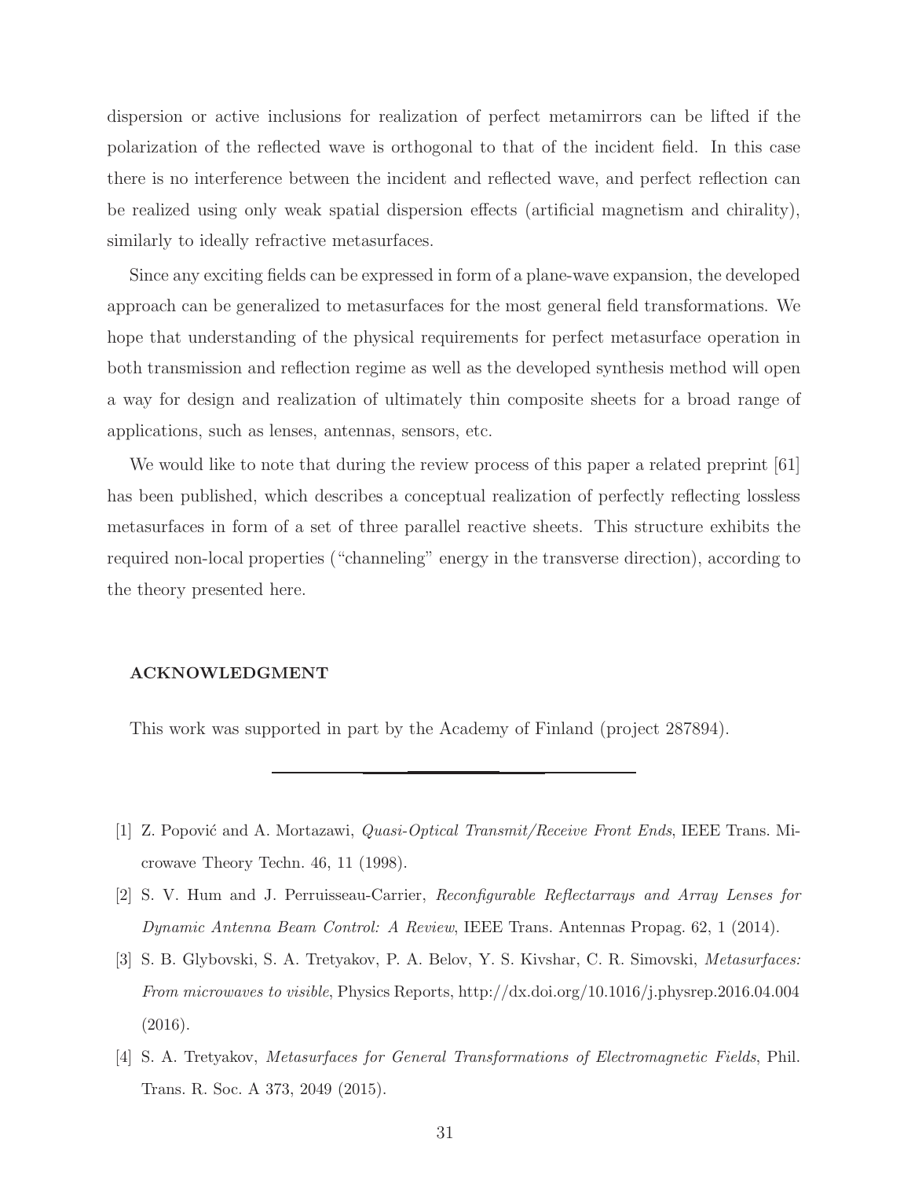dispersion or active inclusions for realization of perfect metamirrors can be lifted if the polarization of the reflected wave is orthogonal to that of the incident field. In this case there is no interference between the incident and reflected wave, and perfect reflection can be realized using only weak spatial dispersion effects (artificial magnetism and chirality), similarly to ideally refractive metasurfaces.

Since any exciting fields can be expressed in form of a plane-wave expansion, the developed approach can be generalized to metasurfaces for the most general field transformations. We hope that understanding of the physical requirements for perfect metasurface operation in both transmission and reflection regime as well as the developed synthesis method will open a way for design and realization of ultimately thin composite sheets for a broad range of applications, such as lenses, antennas, sensors, etc.

We would like to note that during the review process of this paper a related preprint [61] has been published, which describes a conceptual realization of perfectly reflecting lossless metasurfaces in form of a set of three parallel reactive sheets. This structure exhibits the required non-local properties ("channeling" energy in the transverse direction), according to the theory presented here.

## ACKNOWLEDGMENT

This work was supported in part by the Academy of Finland (project 287894).

---

[1] Z. Popović and A. Mortazawi, *Quasi-Optical Transmit/Receive Front Ends*, IEEE Trans. Microwave Theory Techn. 46, 11 (1998).

[2] S. V. Hum and J. Perruisseau-Carrier, *Reconfigurable Reflectarrays and Array Lenses for Dynamic Antenna Beam Control: A Review*, IEEE Trans. Antennas Propag. 62, 1 (2014).

[3] S. B. Glybovski, S. A. Tretyakov, P. A. Belov, Y. S. Kivshar, C. R. Simovski, *Metasurfaces: From microwaves to visible*, Physics Reports, http://dx.doi.org/10.1016/j.physrep.2016.04.004 (2016).

[4] S. A. Tretyakov, *Metasurfaces for General Transformations of Electromagnetic Fields*, Phil. Trans. R. Soc. A 373, 2049 (2015).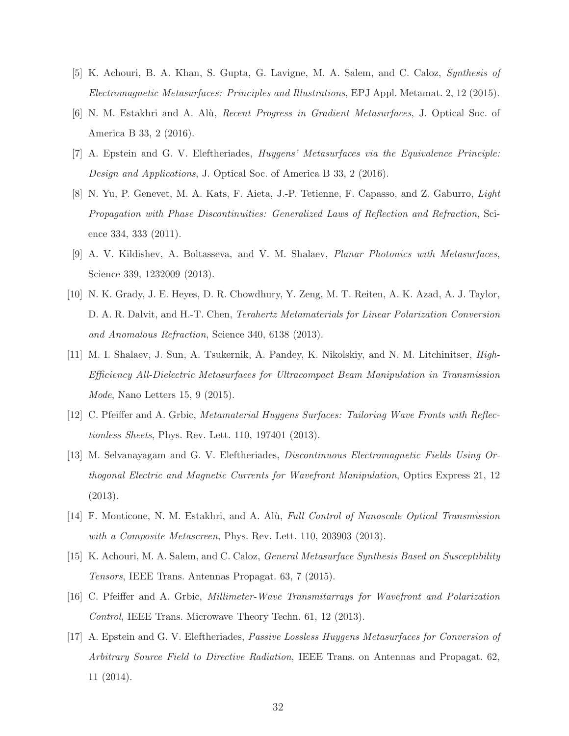[5] K. Achouri, B. A. Khan, S. Gupta, G. Lavigne, M. A. Salem, and C. Caloz, *Synthesis of Electromagnetic Metasurfaces: Principles and Illustrations*, EPJ Appl. Metamat. 2, 12 (2015).

[6] N. M. Estakhri and A. Alù, *Recent Progress in Gradient Metasurfaces*, J. Optical Soc. of America B 33, 2 (2016).

[7] A. Epstein and G. V. Eleftheriades, *Huygens' Metasurfaces via the Equivalence Principle: Design and Applications*, J. Optical Soc. of America B 33, 2 (2016).

[8] N. Yu, P. Genevet, M. A. Kats, F. Aieta, J.-P. Tetienne, F. Capasso, and Z. Gaburro, *Light Propagation with Phase Discontinuities: Generalized Laws of Reflection and Refraction*, Science 334, 333 (2011).

[9] A. V. Kildishev, A. Boltasseva, and V. M. Shalaev, *Planar Photonics with Metasurfaces*, Science 339, 1232009 (2013).

[10] N. K. Grady, J. E. Heyes, D. R. Chowdhury, Y. Zeng, M. T. Reiten, A. K. Azad, A. J. Taylor, D. A. R. Dalvit, and H.-T. Chen, *Terahertz Metamaterials for Linear Polarization Conversion and Anomalous Refraction*, Science 340, 6138 (2013).

[11] M. I. Shalaev, J. Sun, A. Tsukernik, A. Pandey, K. Nikolskiy, and N. M. Litchinitser, *High-Efficiency All-Dielectric Metasurfaces for Ultracompact Beam Manipulation in Transmission Mode*, Nano Letters 15, 9 (2015).

[12] C. Pfeiffer and A. Grbic, *Metamaterial Huygens Surfaces: Tailoring Wave Fronts with Reflectionless Sheets*, Phys. Rev. Lett. 110, 197401 (2013).

[13] M. Selvanayagam and G. V. Eleftheriades, *Discontinuous Electromagnetic Fields Using Orthogonal Electric and Magnetic Currents for Wavefront Manipulation*, Optics Express 21, 12 (2013).

[14] F. Monticone, N. M. Estakhri, and A. Alù, *Full Control of Nanoscale Optical Transmission with a Composite Metascreen*, Phys. Rev. Lett. 110, 203903 (2013).

[15] K. Achouri, M. A. Salem, and C. Caloz, *General Metasurface Synthesis Based on Susceptibility Tensors*, IEEE Trans. Antennas Propagat. 63, 7 (2015).

[16] C. Pfeiffer and A. Grbic, *Millimeter-Wave Transmitarrays for Wavefront and Polarization Control*, IEEE Trans. Microwave Theory Techn. 61, 12 (2013).

[17] A. Epstein and G. V. Eleftheriades, *Passive Lossless Huygens Metasurfaces for Conversion of Arbitrary Source Field to Directive Radiation*, IEEE Trans. on Antennas and Propagat. 62, 11 (2014).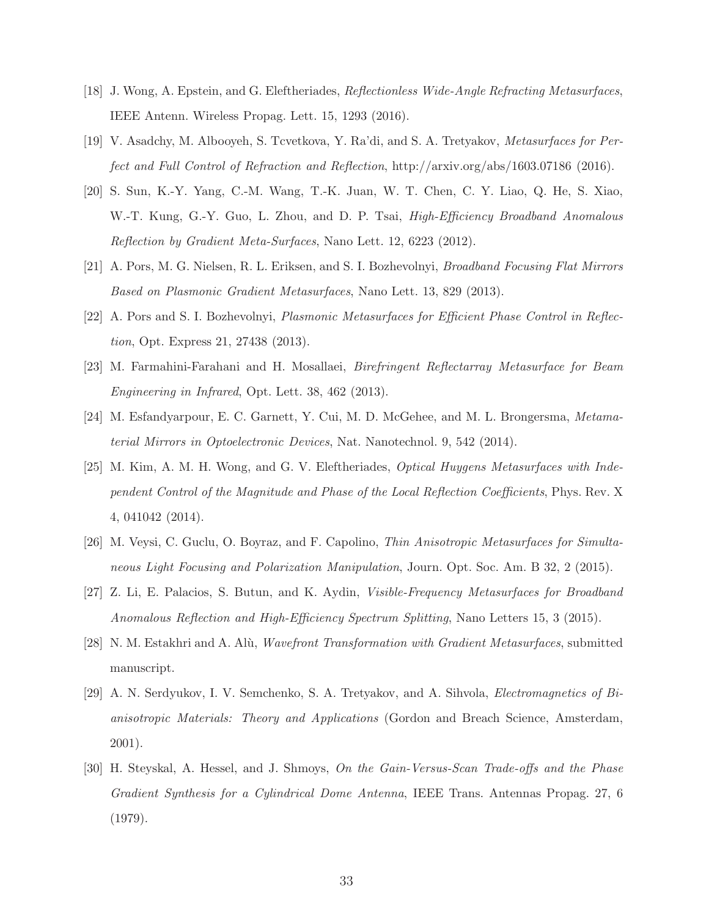[18] J. Wong, A. Epstein, and G. Eleftheriades, *Reflectionless Wide-Angle Refracting Metasurfaces*, IEEE Antenn. Wireless Propag. Lett. 15, 1293 (2016).

[19] V. Asadchy, M. Albooyeh, S. Tcvetkova, Y. Ra'di, and S. A. Tretyakov, *Metasurfaces for Perfect and Full Control of Refraction and Reflection*, http://arxiv.org/abs/1603.07186 (2016).

[20] S. Sun, K.-Y. Yang, C.-M. Wang, T.-K. Juan, W. T. Chen, C. Y. Liao, Q. He, S. Xiao, W.-T. Kung, G.-Y. Guo, L. Zhou, and D. P. Tsai, *High-Efficiency Broadband Anomalous Reflection by Gradient Meta-Surfaces*, Nano Lett. 12, 6223 (2012).

[21] A. Pors, M. G. Nielsen, R. L. Eriksen, and S. I. Bozhevolnyi, *Broadband Focusing Flat Mirrors Based on Plasmonic Gradient Metasurfaces*, Nano Lett. 13, 829 (2013).

[22] A. Pors and S. I. Bozhevolnyi, *Plasmonic Metasurfaces for Efficient Phase Control in Reflection*, Opt. Express 21, 27438 (2013).

[23] M. Farmahini-Farahani and H. Mosallaei, *Birefringent Reflectarray Metasurface for Beam Engineering in Infrared*, Opt. Lett. 38, 462 (2013).

[24] M. Esfandyarpour, E. C. Garnett, Y. Cui, M. D. McGehee, and M. L. Brongersma, *Metamaterial Mirrors in Optoelectronic Devices*, Nat. Nanotechnol. 9, 542 (2014).

[25] M. Kim, A. M. H. Wong, and G. V. Eleftheriades, *Optical Huygens Metasurfaces with Independent Control of the Magnitude and Phase of the Local Reflection Coefficients*, Phys. Rev. X 4, 041042 (2014).

[26] M. Veysi, C. Guclu, O. Boyraz, and F. Capolino, *Thin Anisotropic Metasurfaces for Simultaneous Light Focusing and Polarization Manipulation*, Journ. Opt. Soc. Am. B 32, 2 (2015).

[27] Z. Li, E. Palacios, S. Butun, and K. Aydin, *Visible-Frequency Metasurfaces for Broadband Anomalous Reflection and High-Efficiency Spectrum Splitting*, Nano Letters 15, 3 (2015).

[28] N. M. Estakhri and A. Alù, *Wavefront Transformation with Gradient Metasurfaces*, submitted manuscript.

[29] A. N. Serdyukov, I. V. Semchenko, S. A. Tretyakov, and A. Sihvola, *Electromagnetics of Bi-anisotropic Materials: Theory and Applications* (Gordon and Breach Science, Amsterdam, 2001).

[30] H. Steyskal, A. Hessel, and J. Shmoys, *On the Gain-Versus-Scan Trade-offs and the Phase Gradient Synthesis for a Cylindrical Dome Antenna*, IEEE Trans. Antennas Propag. 27, 6 (1979).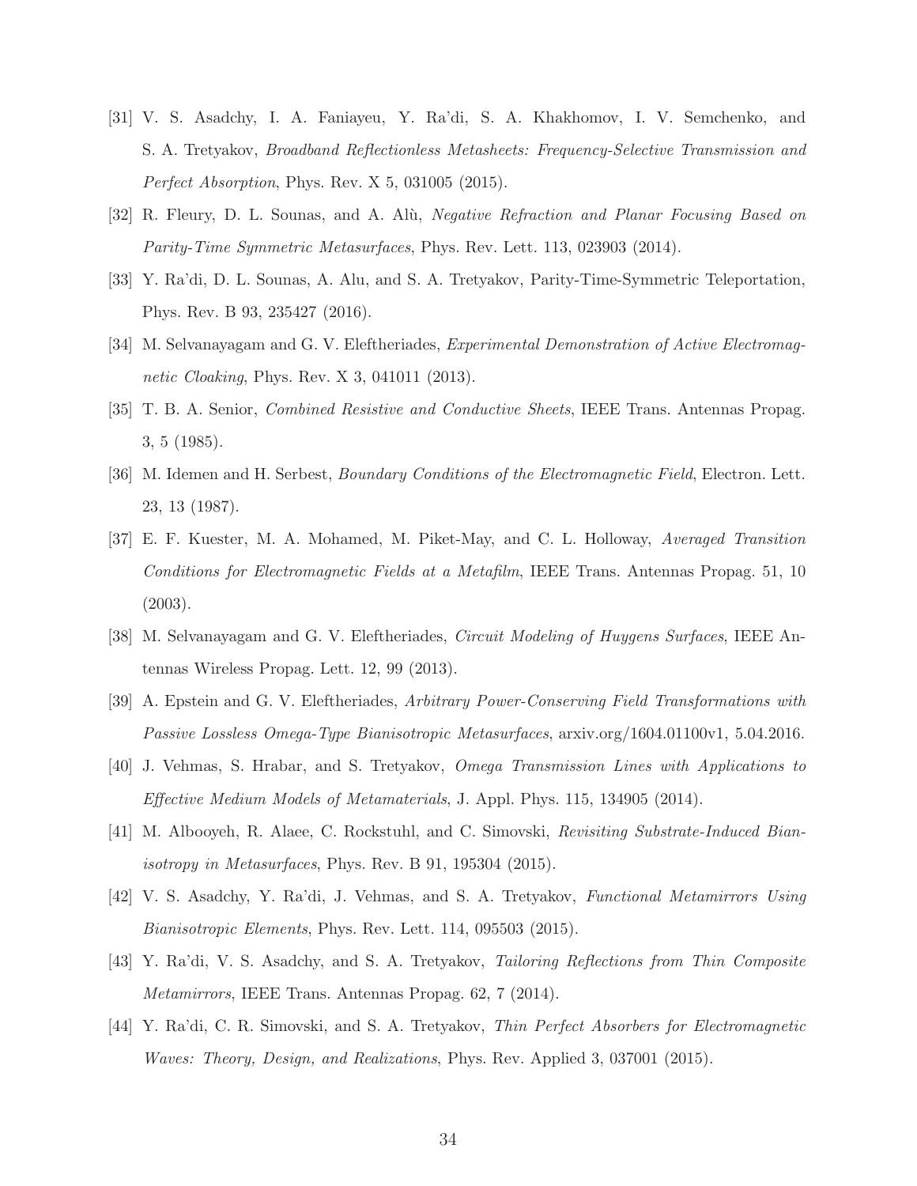[31] V. S. Asadchy, I. A. Faniayeu, Y. Ra'di, S. A. Khakhomov, I. V. Semchenko, and S. A. Tretyakov, *Broadband Reflectionless Metasheets: Frequency-Selective Transmission and Perfect Absorption*, Phys. Rev. X 5, 031005 (2015).

[32] R. Fleury, D. L. Sounas, and A. Alù, *Negative Refraction and Planar Focusing Based on Parity-Time Symmetric Metasurfaces*, Phys. Rev. Lett. 113, 023903 (2014).

[33] Y. Ra'di, D. L. Sounas, A. Alu, and S. A. Tretyakov, Parity-Time-Symmetric Teleportation, Phys. Rev. B 93, 235427 (2016).

[34] M. Selvanayagam and G. V. Eleftheriades, *Experimental Demonstration of Active Electromagnetic Cloaking*, Phys. Rev. X 3, 041011 (2013).

[35] T. B. A. Senior, *Combined Resistive and Conductive Sheets*, IEEE Trans. Antennas Propag. 3, 5 (1985).

[36] M. Idemen and H. Serbest, *Boundary Conditions of the Electromagnetic Field*, Electron. Lett. 23, 13 (1987).

[37] E. F. Kuester, M. A. Mohamed, M. Piket-May, and C. L. Holloway, *Averaged Transition Conditions for Electromagnetic Fields at a Metafilm*, IEEE Trans. Antennas Propag. 51, 10 (2003).

[38] M. Selvanayagam and G. V. Eleftheriades, *Circuit Modeling of Huygens Surfaces*, IEEE Antennas Wireless Propag. Lett. 12, 99 (2013).

[39] A. Epstein and G. V. Eleftheriades, *Arbitrary Power-Conserving Field Transformations with Passive Lossless Omega-Type Bianisotropic Metasurfaces*, arxiv.org/1604.01100v1, 5.04.2016.

[40] J. Vehmas, S. Hrabar, and S. Tretyakov, *Omega Transmission Lines with Applications to Effective Medium Models of Metamaterials*, J. Appl. Phys. 115, 134905 (2014).

[41] M. Albooyeh, R. Alaee, C. Rockstuhl, and C. Simovski, *Revisiting Substrate-Induced Bianisotropy in Metasurfaces*, Phys. Rev. B 91, 195304 (2015).

[42] V. S. Asadchy, Y. Ra'di, J. Vehmas, and S. A. Tretyakov, *Functional Metamirrors Using Bianisotropic Elements*, Phys. Rev. Lett. 114, 095503 (2015).

[43] Y. Ra'di, V. S. Asadchy, and S. A. Tretyakov, *Tailoring Reflections from Thin Composite Metamirrors*, IEEE Trans. Antennas Propag. 62, 7 (2014).

[44] Y. Ra'di, C. R. Simovski, and S. A. Tretyakov, *Thin Perfect Absorbers for Electromagnetic Waves: Theory, Design, and Realizations*, Phys. Rev. Applied 3, 037001 (2015).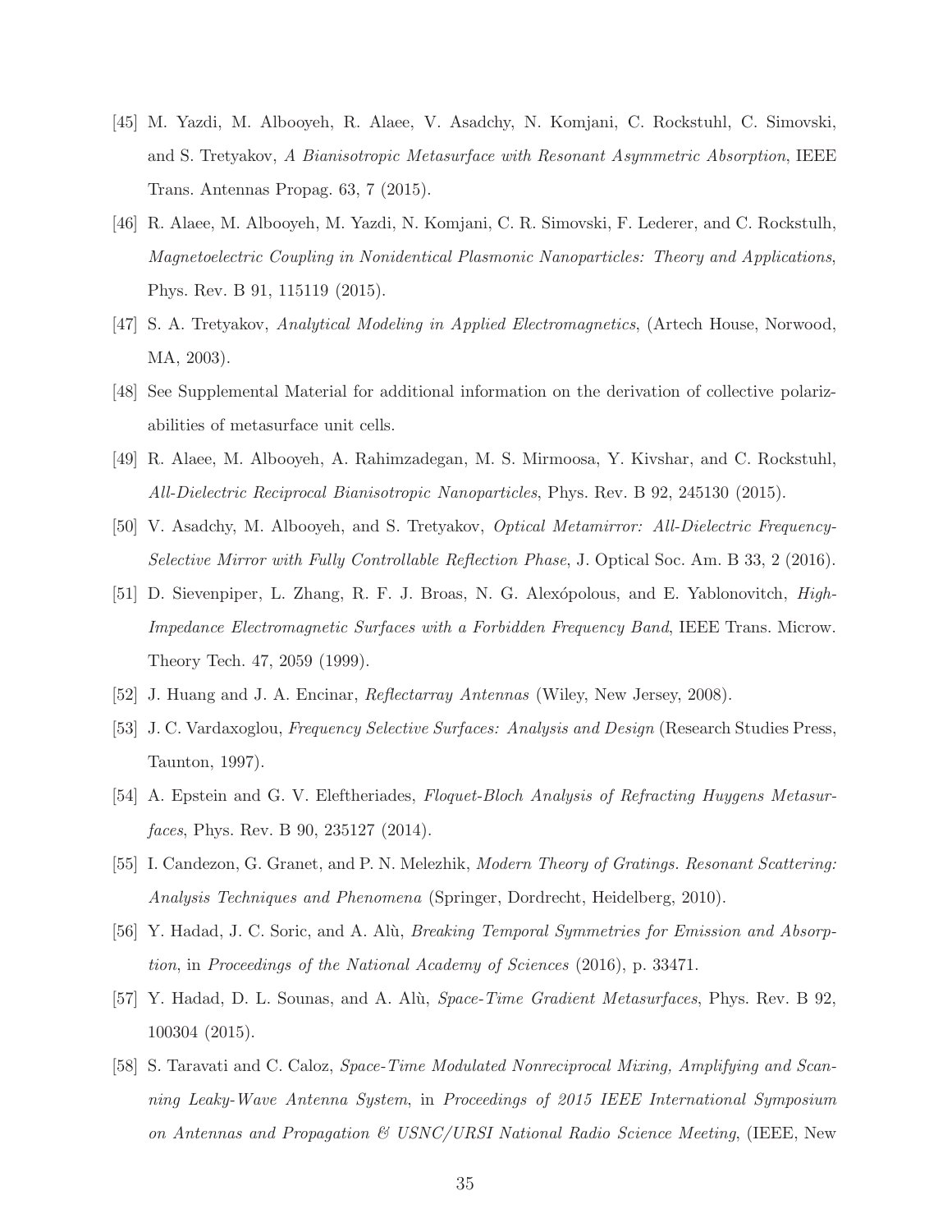[45] M. Yazdi, M. Albooyeh, R. Alaee, V. Asadchy, N. Komjani, C. Rockstuhl, C. Simovski, and S. Tretyakov, *A Bianisotropic Metasurface with Resonant Asymmetric Absorption*, IEEE Trans. Antennas Propag. 63, 7 (2015).

[46] R. Alaee, M. Albooyeh, M. Yazdi, N. Komjani, C. R. Simovski, F. Lederer, and C. Rockstulh, *Magnetoelectric Coupling in Nonidentical Plasmonic Nanoparticles: Theory and Applications*, Phys. Rev. B 91, 115119 (2015).

[47] S. A. Tretyakov, *Analytical Modeling in Applied Electromagnetics*, (Artech House, Norwood, MA, 2003).

[48] See Supplemental Material for additional information on the derivation of collective polarizabilities of metasurface unit cells.

[49] R. Alaee, M. Albooyeh, A. Rahimzadegan, M. S. Mirmoosa, Y. Kivshar, and C. Rockstuhl, *All-Dielectric Reciprocal Bianisotropic Nanoparticles*, Phys. Rev. B 92, 245130 (2015).

[50] V. Asadchy, M. Albooyeh, and S. Tretyakov, *Optical Metamirror: All-Dielectric Frequency-Selective Mirror with Fully Controllable Reflection Phase*, J. Optical Soc. Am. B 33, 2 (2016).

[51] D. Sievenpiper, L. Zhang, R. F. J. Broas, N. G. Alexópolous, and E. Yablonovitch, *High-Impedance Electromagnetic Surfaces with a Forbidden Frequency Band*, IEEE Trans. Microw. Theory Tech. 47, 2059 (1999).

[52] J. Huang and J. A. Encinar, *Reflectarray Antennas* (Wiley, New Jersey, 2008).

[53] J. C. Vardaxoglou, *Frequency Selective Surfaces: Analysis and Design* (Research Studies Press, Taunton, 1997).

[54] A. Epstein and G. V. Eleftheriades, *Floquet-Bloch Analysis of Refracting Huygens Metasurfaces*, Phys. Rev. B 90, 235127 (2014).

[55] I. Candezon, G. Granet, and P. N. Melezhik, *Modern Theory of Gratings. Resonant Scattering: Analysis Techniques and Phenomena* (Springer, Dordrecht, Heidelberg, 2010).

[56] Y. Hadad, J. C. Soric, and A. Alù, *Breaking Temporal Symmetries for Emission and Absorption*, in *Proceedings of the National Academy of Sciences* (2016), p. 33471.

[57] Y. Hadad, D. L. Sounas, and A. Alù, *Space-Time Gradient Metasurfaces*, Phys. Rev. B 92, 100304 (2015).

[58] S. Taravati and C. Caloz, *Space-Time Modulated Nonreciprocal Mixing, Amplifying and Scanning Leaky-Wave Antenna System*, in *Proceedings of 2015 IEEE International Symposium on Antennas and Propagation & USNC/URSI National Radio Science Meeting*, (IEEE, New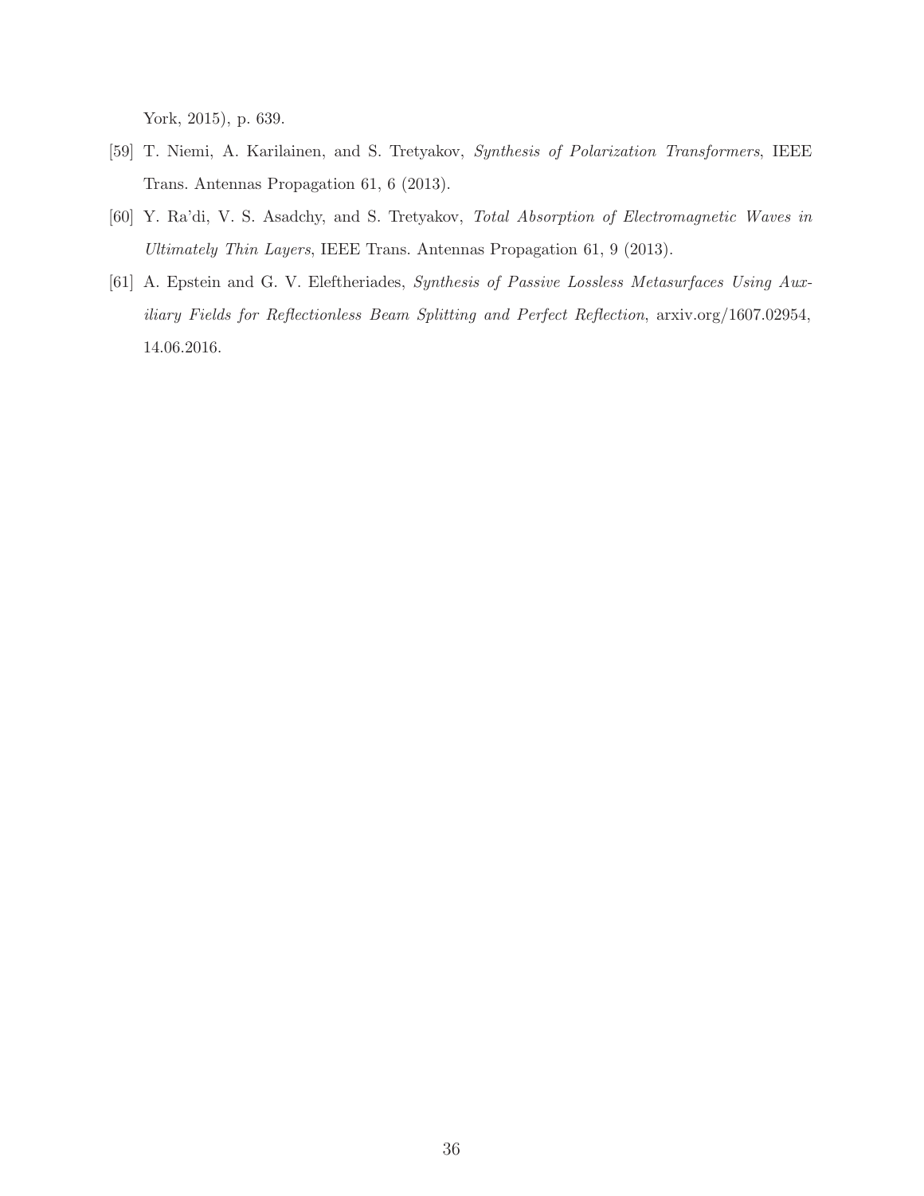York, 2015), p. 639.

[59] T. Niemi, A. Karilainen, and S. Tretyakov, *Synthesis of Polarization Transformers*, IEEE Trans. Antennas Propagation 61, 6 (2013).

[60] Y. Ra'di, V. S. Asadchy, and S. Tretyakov, *Total Absorption of Electromagnetic Waves in Ultimately Thin Layers*, IEEE Trans. Antennas Propagation 61, 9 (2013).

[61] A. Epstein and G. V. Eleftheriades, *Synthesis of Passive Lossless Metasurfaces Using Auxiliary Fields for Reflectionless Beam Splitting and Perfect Reflection*, arxiv.org/1607.02954, 14.06.2016.